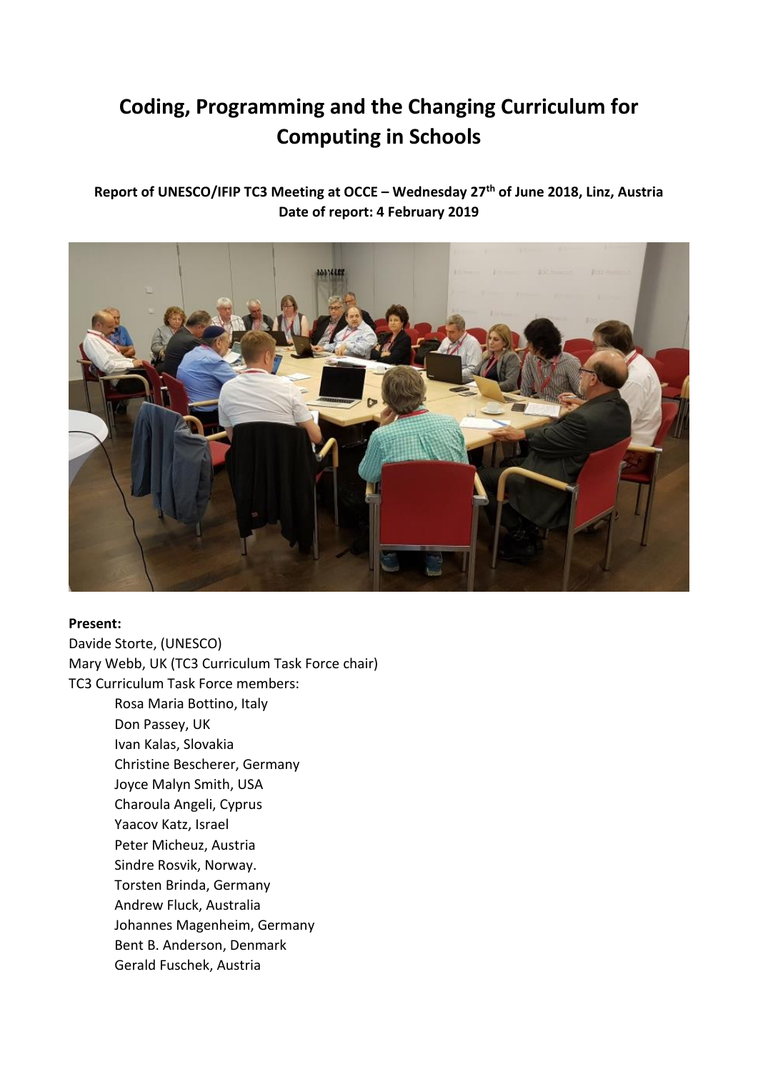# Coding, Programming and the Changing Curriculum for Computing in Schools

**Report of UNESCO/IFIP TC3 Meeting at OCCE – Wednesday 27th of June 2018, Linz, Austria**
**Date of report: 4 February 2019**

**Present:**

Davide Storte, (UNESCO)
Mary Webb, UK (TC3 Curriculum Task Force chair)
TC3 Curriculum Task Force members:

- Rosa Maria Bottino, Italy
- Don Passey, UK
- Ivan Kalas, Slovakia
- Christine Bescherer, Germany
- Joyce Malyn Smith, USA
- Charoula Angeli, Cyprus
- Yaacov Katz, Israel
- Peter Micheuz, Austria
- Sindre Rosvik, Norway.
- Torsten Brinda, Germany
- Andrew Fluck, Australia
- Johannes Magenheim, Germany
- Bent B. Anderson, Denmark
- Gerald Fuschek, Austria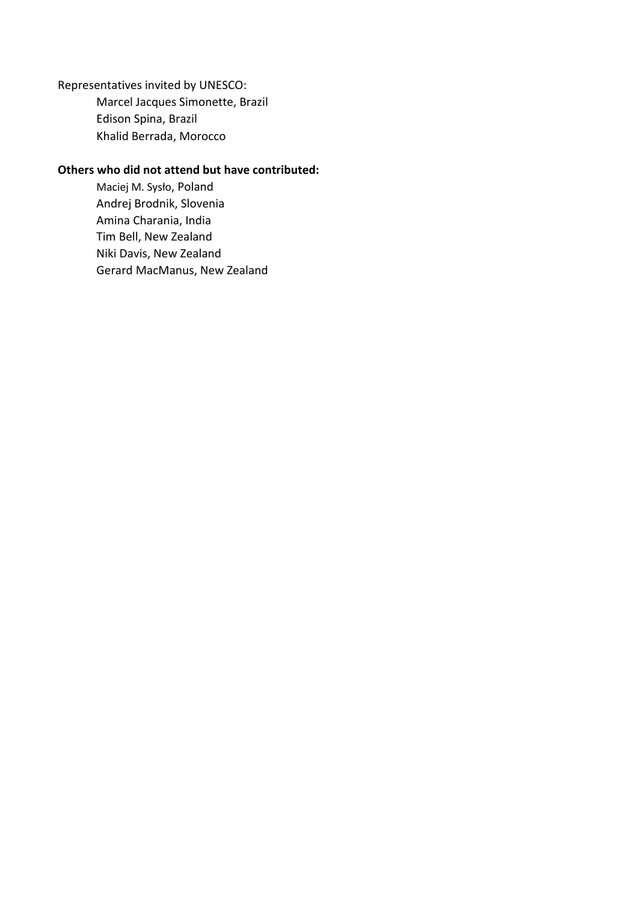Representatives invited by UNESCO:

- Marcel Jacques Simonette, Brazil
- Edison Spina, Brazil
- Khalid Berrada, Morocco

**Others who did not attend but have contributed:**

- Maciej M. Sysło, Poland
- Andrej Brodnik, Slovenia
- Amina Charania, India
- Tim Bell, New Zealand
- Niki Davis, New Zealand
- Gerard MacManus, New Zealand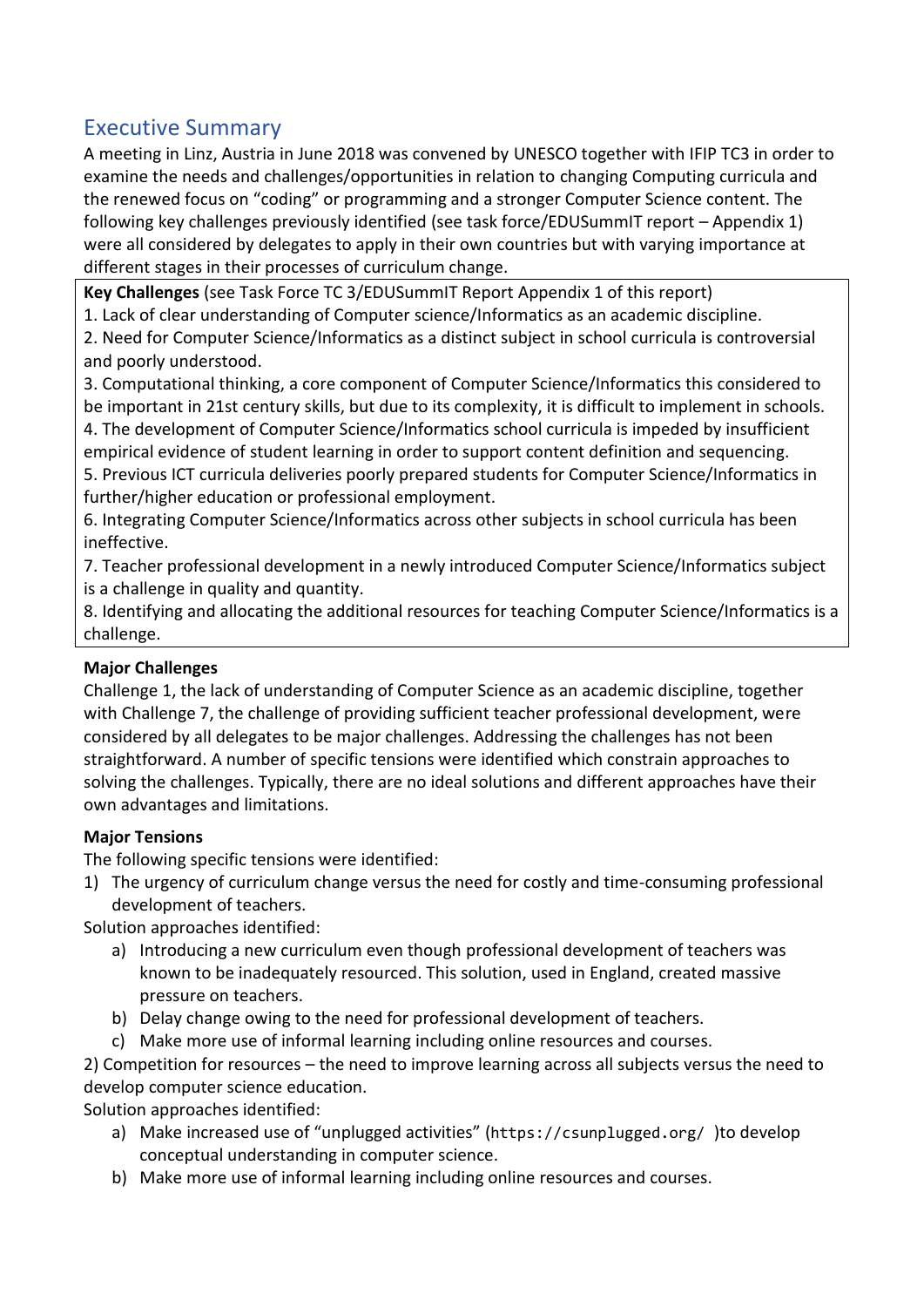## Executive Summary

A meeting in Linz, Austria in June 2018 was convened by UNESCO together with IFIP TC3 in order to examine the needs and challenges/opportunities in relation to changing Computing curricula and the renewed focus on "coding" or programming and a stronger Computer Science content. The following key challenges previously identified (see task force/EDUSummIT report – Appendix 1) were all considered by delegates to apply in their own countries but with varying importance at different stages in their processes of curriculum change.

**Key Challenges** (see Task Force TC 3/EDUSummIT Report Appendix 1 of this report)

1. Lack of clear understanding of Computer science/Informatics as an academic discipline.
2. Need for Computer Science/Informatics as a distinct subject in school curricula is controversial and poorly understood.
3. Computational thinking, a core component of Computer Science/Informatics this considered to be important in 21st century skills, but due to its complexity, it is difficult to implement in schools.
4. The development of Computer Science/Informatics school curricula is impeded by insufficient empirical evidence of student learning in order to support content definition and sequencing.
5. Previous ICT curricula deliveries poorly prepared students for Computer Science/Informatics in further/higher education or professional employment.
6. Integrating Computer Science/Informatics across other subjects in school curricula has been ineffective.
7. Teacher professional development in a newly introduced Computer Science/Informatics subject is a challenge in quality and quantity.
8. Identifying and allocating the additional resources for teaching Computer Science/Informatics is a challenge.

**Major Challenges**

Challenge 1, the lack of understanding of Computer Science as an academic discipline, together with Challenge 7, the challenge of providing sufficient teacher professional development, were considered by all delegates to be major challenges. Addressing the challenges has not been straightforward. A number of specific tensions were identified which constrain approaches to solving the challenges. Typically, there are no ideal solutions and different approaches have their own advantages and limitations.

**Major Tensions**

The following specific tensions were identified:

1) The urgency of curriculum change versus the need for costly and time-consuming professional development of teachers.

Solution approaches identified:

   a) Introducing a new curriculum even though professional development of teachers was known to be inadequately resourced. This solution, used in England, created massive pressure on teachers.
   b) Delay change owing to the need for professional development of teachers.
   c) Make more use of informal learning including online resources and courses.

2) Competition for resources – the need to improve learning across all subjects versus the need to develop computer science education.

Solution approaches identified:

   a) Make increased use of "unplugged activities" (`https://csunplugged.org/` )to develop conceptual understanding in computer science.
   b) Make more use of informal learning including online resources and courses.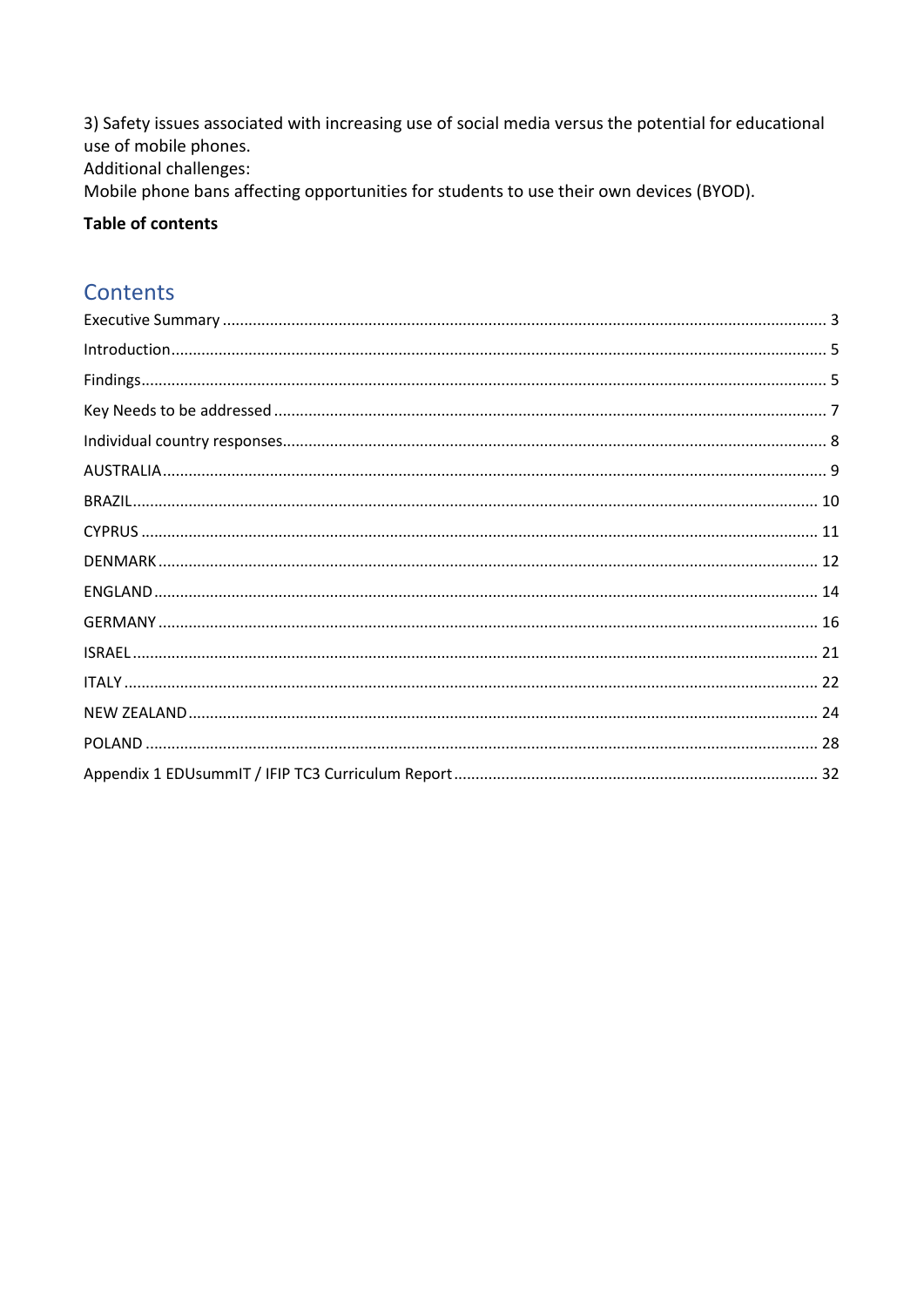3) Safety issues associated with increasing use of social media versus the potential for educational use of mobile phones.

Additional challenges:

Mobile phone bans affecting opportunities for students to use their own devices (BYOD).

**Table of contents**

## Contents

- Executive Summary ........ 3
- Introduction ........ 5
- Findings ........ 5
- Key Needs to be addressed ........ 7
- Individual country responses ........ 8
- AUSTRALIA ........ 9
- BRAZIL ........ 10
- CYPRUS ........ 11
- DENMARK ........ 12
- ENGLAND ........ 14
- GERMANY ........ 16
- ISRAEL ........ 21
- ITALY ........ 22
- NEW ZEALAND ........ 24
- POLAND ........ 28
- Appendix 1 EDUsummIT / IFIP TC3 Curriculum Report ........ 32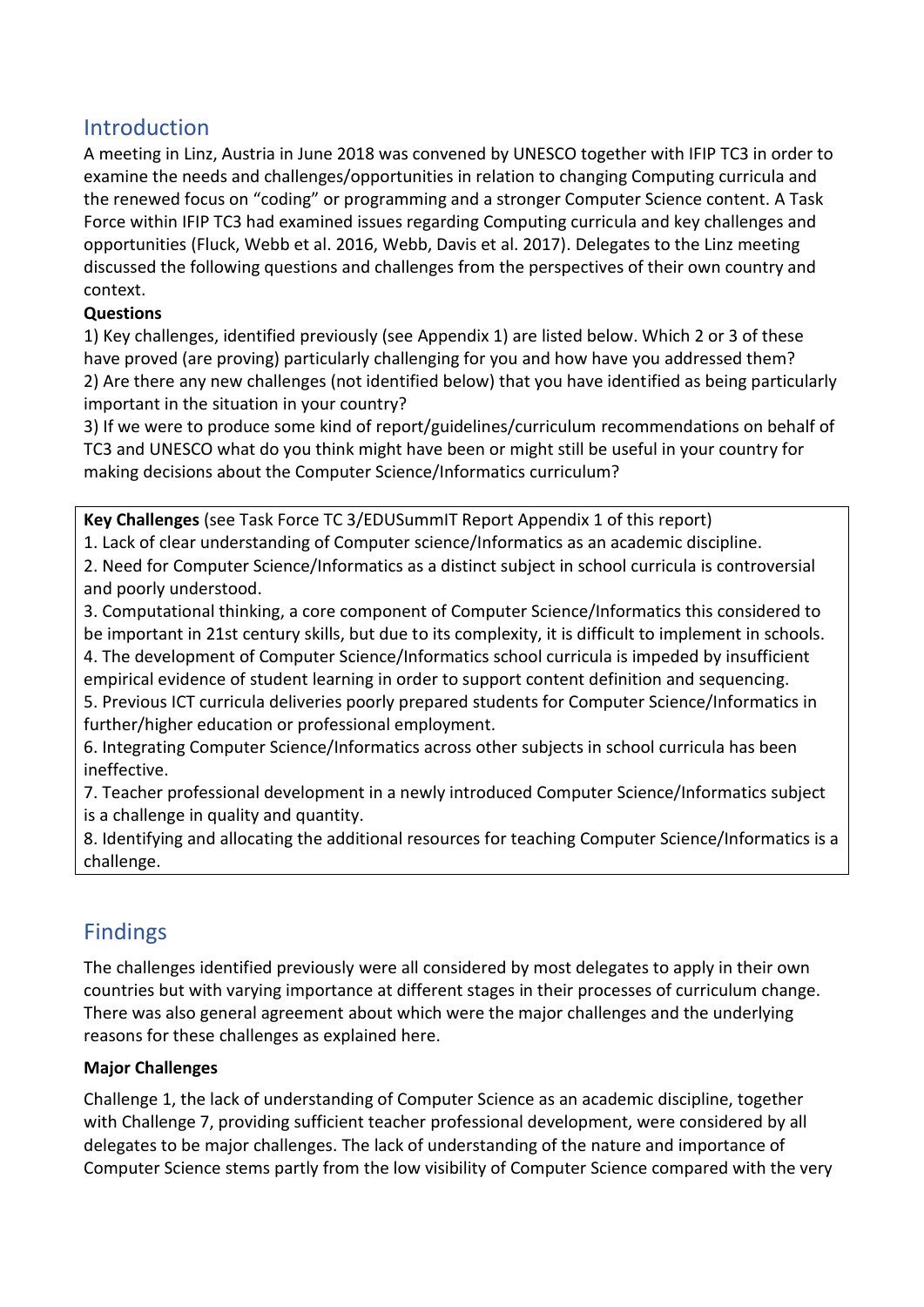## Introduction

A meeting in Linz, Austria in June 2018 was convened by UNESCO together with IFIP TC3 in order to examine the needs and challenges/opportunities in relation to changing Computing curricula and the renewed focus on "coding" or programming and a stronger Computer Science content. A Task Force within IFIP TC3 had examined issues regarding Computing curricula and key challenges and opportunities (Fluck, Webb et al. 2016, Webb, Davis et al. 2017). Delegates to the Linz meeting discussed the following questions and challenges from the perspectives of their own country and context.

**Questions**

1) Key challenges, identified previously (see Appendix 1) are listed below. Which 2 or 3 of these have proved (are proving) particularly challenging for you and how have you addressed them?
2) Are there any new challenges (not identified below) that you have identified as being particularly important in the situation in your country?
3) If we were to produce some kind of report/guidelines/curriculum recommendations on behalf of TC3 and UNESCO what do you think might have been or might still be useful in your country for making decisions about the Computer Science/Informatics curriculum?

**Key Challenges** (see Task Force TC 3/EDUSummIT Report Appendix 1 of this report)

1. Lack of clear understanding of Computer science/Informatics as an academic discipline.
2. Need for Computer Science/Informatics as a distinct subject in school curricula is controversial and poorly understood.
3. Computational thinking, a core component of Computer Science/Informatics this considered to be important in 21st century skills, but due to its complexity, it is difficult to implement in schools.
4. The development of Computer Science/Informatics school curricula is impeded by insufficient empirical evidence of student learning in order to support content definition and sequencing.
5. Previous ICT curricula deliveries poorly prepared students for Computer Science/Informatics in further/higher education or professional employment.
6. Integrating Computer Science/Informatics across other subjects in school curricula has been ineffective.
7. Teacher professional development in a newly introduced Computer Science/Informatics subject is a challenge in quality and quantity.
8. Identifying and allocating the additional resources for teaching Computer Science/Informatics is a challenge.

## Findings

The challenges identified previously were all considered by most delegates to apply in their own countries but with varying importance at different stages in their processes of curriculum change. There was also general agreement about which were the major challenges and the underlying reasons for these challenges as explained here.

**Major Challenges**

Challenge 1, the lack of understanding of Computer Science as an academic discipline, together with Challenge 7, providing sufficient teacher professional development, were considered by all delegates to be major challenges. The lack of understanding of the nature and importance of Computer Science stems partly from the low visibility of Computer Science compared with the very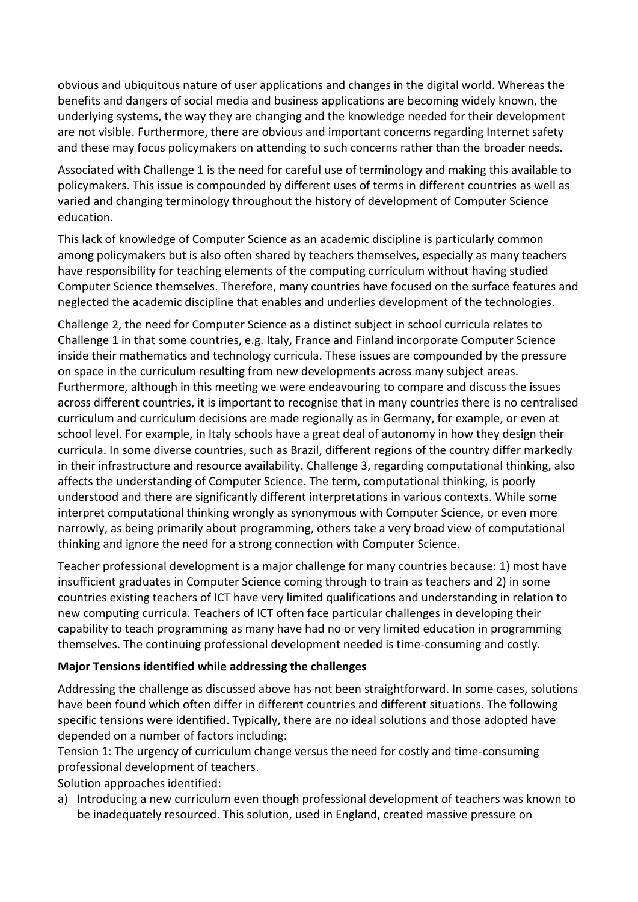obvious and ubiquitous nature of user applications and changes in the digital world. Whereas the benefits and dangers of social media and business applications are becoming widely known, the underlying systems, the way they are changing and the knowledge needed for their development are not visible. Furthermore, there are obvious and important concerns regarding Internet safety and these may focus policymakers on attending to such concerns rather than the broader needs.

Associated with Challenge 1 is the need for careful use of terminology and making this available to policymakers. This issue is compounded by different uses of terms in different countries as well as varied and changing terminology throughout the history of development of Computer Science education.

This lack of knowledge of Computer Science as an academic discipline is particularly common among policymakers but is also often shared by teachers themselves, especially as many teachers have responsibility for teaching elements of the computing curriculum without having studied Computer Science themselves. Therefore, many countries have focused on the surface features and neglected the academic discipline that enables and underlies development of the technologies.

Challenge 2, the need for Computer Science as a distinct subject in school curricula relates to Challenge 1 in that some countries, e.g. Italy, France and Finland incorporate Computer Science inside their mathematics and technology curricula. These issues are compounded by the pressure on space in the curriculum resulting from new developments across many subject areas. Furthermore, although in this meeting we were endeavouring to compare and discuss the issues across different countries, it is important to recognise that in many countries there is no centralised curriculum and curriculum decisions are made regionally as in Germany, for example, or even at school level. For example, in Italy schools have a great deal of autonomy in how they design their curricula. In some diverse countries, such as Brazil, different regions of the country differ markedly in their infrastructure and resource availability. Challenge 3, regarding computational thinking, also affects the understanding of Computer Science. The term, computational thinking, is poorly understood and there are significantly different interpretations in various contexts. While some interpret computational thinking wrongly as synonymous with Computer Science, or even more narrowly, as being primarily about programming, others take a very broad view of computational thinking and ignore the need for a strong connection with Computer Science.

Teacher professional development is a major challenge for many countries because: 1) most have insufficient graduates in Computer Science coming through to train as teachers and 2) in some countries existing teachers of ICT have very limited qualifications and understanding in relation to new computing curricula. Teachers of ICT often face particular challenges in developing their capability to teach programming as many have had no or very limited education in programming themselves. The continuing professional development needed is time-consuming and costly.

**Major Tensions identified while addressing the challenges**

Addressing the challenge as discussed above has not been straightforward. In some cases, solutions have been found which often differ in different countries and different situations. The following specific tensions were identified. Typically, there are no ideal solutions and those adopted have depended on a number of factors including:

Tension 1: The urgency of curriculum change versus the need for costly and time-consuming professional development of teachers.

Solution approaches identified:

a) Introducing a new curriculum even though professional development of teachers was known to be inadequately resourced. This solution, used in England, created massive pressure on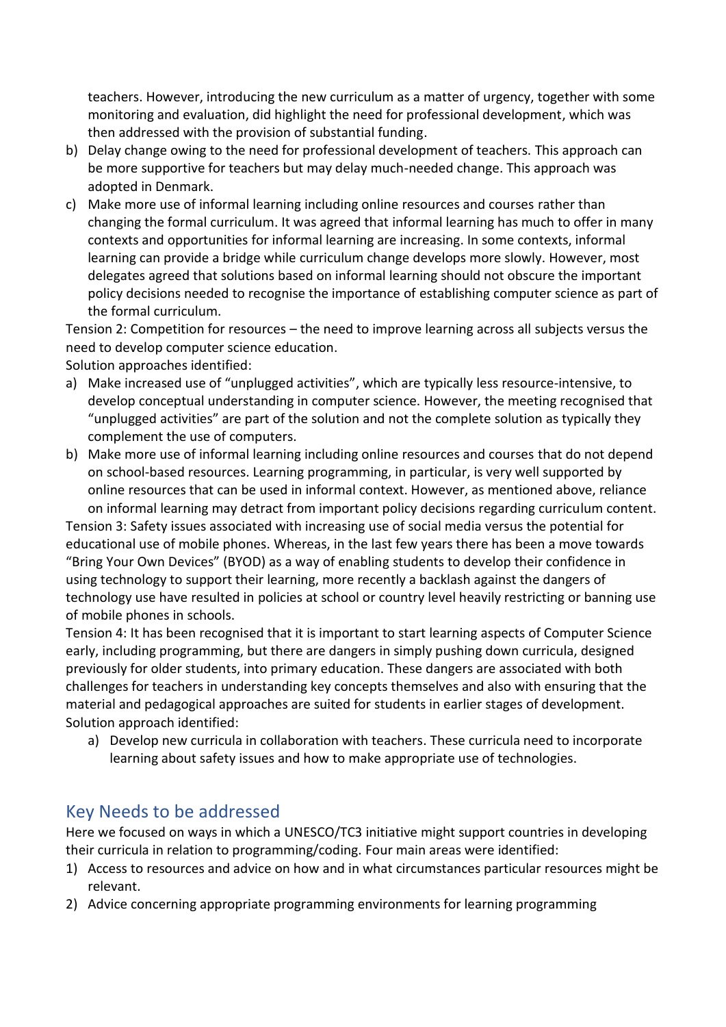teachers. However, introducing the new curriculum as a matter of urgency, together with some monitoring and evaluation, did highlight the need for professional development, which was then addressed with the provision of substantial funding.

b) Delay change owing to the need for professional development of teachers. This approach can be more supportive for teachers but may delay much-needed change. This approach was adopted in Denmark.
c) Make more use of informal learning including online resources and courses rather than changing the formal curriculum. It was agreed that informal learning has much to offer in many contexts and opportunities for informal learning are increasing. In some contexts, informal learning can provide a bridge while curriculum change develops more slowly. However, most delegates agreed that solutions based on informal learning should not obscure the important policy decisions needed to recognise the importance of establishing computer science as part of the formal curriculum.

Tension 2: Competition for resources – the need to improve learning across all subjects versus the need to develop computer science education.

Solution approaches identified:

a) Make increased use of "unplugged activities", which are typically less resource-intensive, to develop conceptual understanding in computer science. However, the meeting recognised that "unplugged activities" are part of the solution and not the complete solution as typically they complement the use of computers.
b) Make more use of informal learning including online resources and courses that do not depend on school-based resources. Learning programming, in particular, is very well supported by online resources that can be used in informal context. However, as mentioned above, reliance on informal learning may detract from important policy decisions regarding curriculum content.

Tension 3: Safety issues associated with increasing use of social media versus the potential for educational use of mobile phones. Whereas, in the last few years there has been a move towards "Bring Your Own Devices" (BYOD) as a way of enabling students to develop their confidence in using technology to support their learning, more recently a backlash against the dangers of technology use have resulted in policies at school or country level heavily restricting or banning use of mobile phones in schools.

Tension 4: It has been recognised that it is important to start learning aspects of Computer Science early, including programming, but there are dangers in simply pushing down curricula, designed previously for older students, into primary education. These dangers are associated with both challenges for teachers in understanding key concepts themselves and also with ensuring that the material and pedagogical approaches are suited for students in earlier stages of development.

Solution approach identified:

a) Develop new curricula in collaboration with teachers. These curricula need to incorporate learning about safety issues and how to make appropriate use of technologies.

## Key Needs to be addressed

Here we focused on ways in which a UNESCO/TC3 initiative might support countries in developing their curricula in relation to programming/coding. Four main areas were identified:

1) Access to resources and advice on how and in what circumstances particular resources might be relevant.
2) Advice concerning appropriate programming environments for learning programming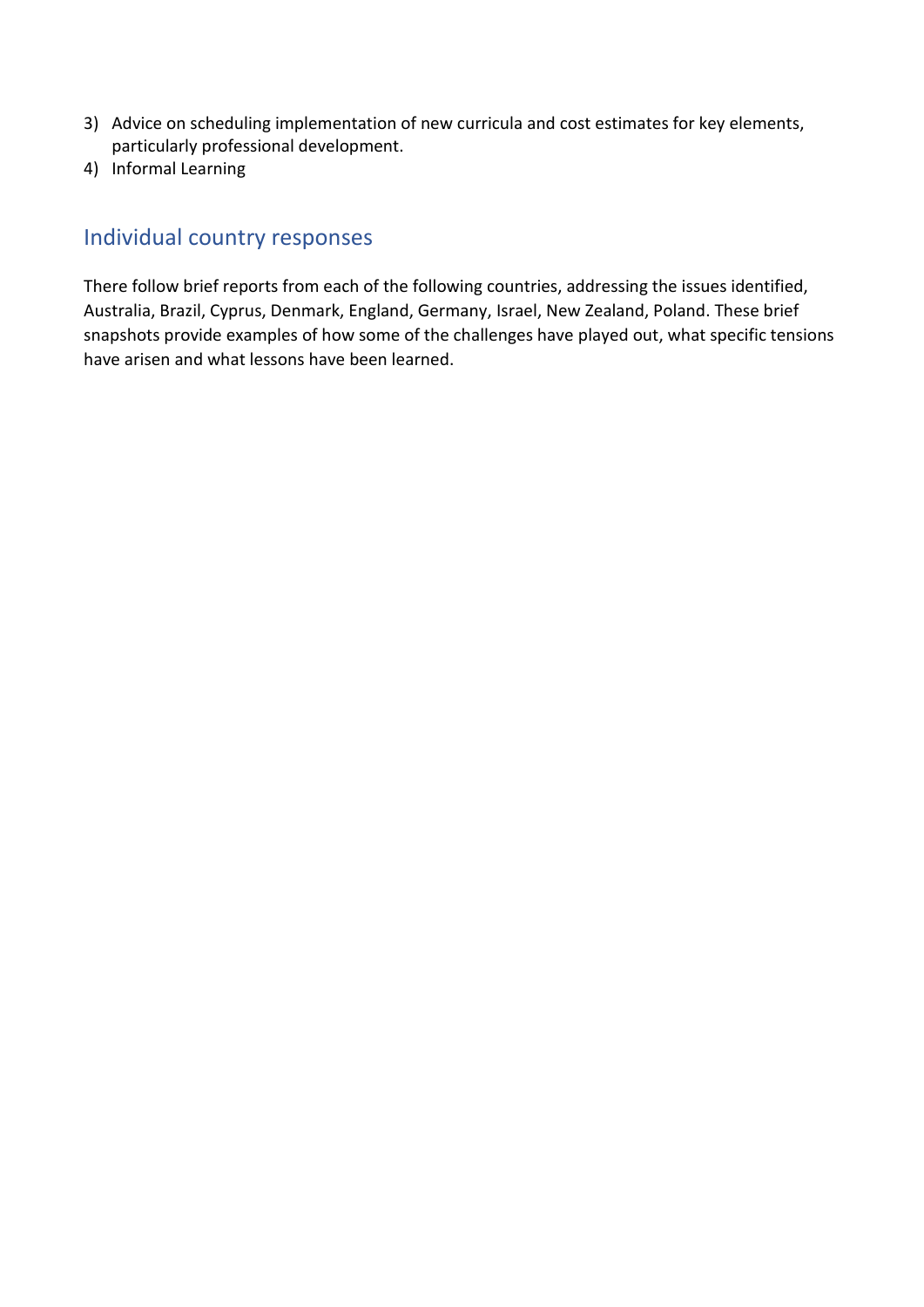3) Advice on scheduling implementation of new curricula and cost estimates for key elements, particularly professional development.
4) Informal Learning

## Individual country responses

There follow brief reports from each of the following countries, addressing the issues identified, Australia, Brazil, Cyprus, Denmark, England, Germany, Israel, New Zealand, Poland. These brief snapshots provide examples of how some of the challenges have played out, what specific tensions have arisen and what lessons have been learned.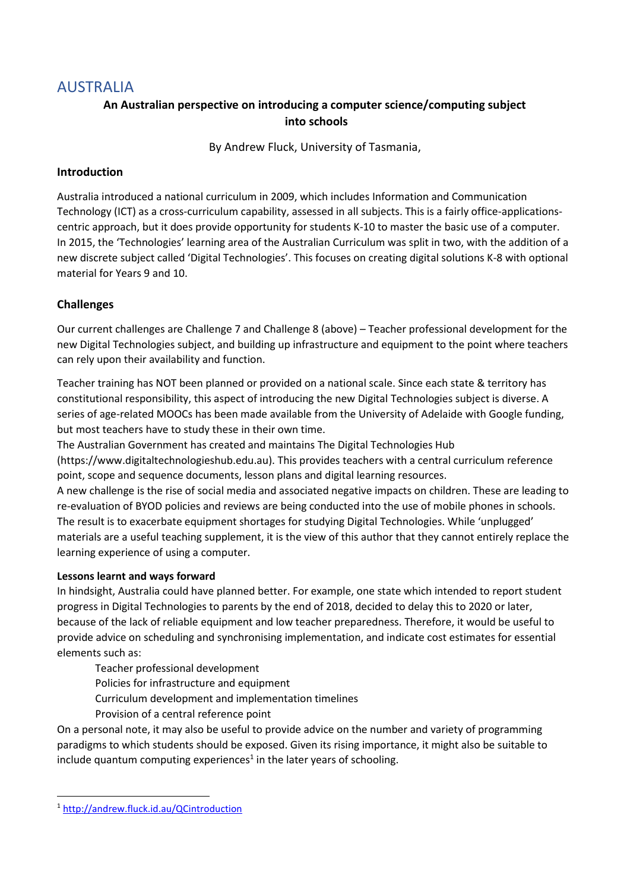# AUSTRALIA

**An Australian perspective on introducing a computer science/computing subject into schools**

By Andrew Fluck, University of Tasmania,

### Introduction

Australia introduced a national curriculum in 2009, which includes Information and Communication Technology (ICT) as a cross-curriculum capability, assessed in all subjects. This is a fairly office-applications-centric approach, but it does provide opportunity for students K-10 to master the basic use of a computer. In 2015, the 'Technologies' learning area of the Australian Curriculum was split in two, with the addition of a new discrete subject called 'Digital Technologies'. This focuses on creating digital solutions K-8 with optional material for Years 9 and 10.

### Challenges

Our current challenges are Challenge 7 and Challenge 8 (above) – Teacher professional development for the new Digital Technologies subject, and building up infrastructure and equipment to the point where teachers can rely upon their availability and function.

Teacher training has NOT been planned or provided on a national scale. Since each state & territory has constitutional responsibility, this aspect of introducing the new Digital Technologies subject is diverse. A series of age-related MOOCs has been made available from the University of Adelaide with Google funding, but most teachers have to study these in their own time.

The Australian Government has created and maintains The Digital Technologies Hub (https://www.digitaltechnologieshub.edu.au). This provides teachers with a central curriculum reference point, scope and sequence documents, lesson plans and digital learning resources.

A new challenge is the rise of social media and associated negative impacts on children. These are leading to re-evaluation of BYOD policies and reviews are being conducted into the use of mobile phones in schools. The result is to exacerbate equipment shortages for studying Digital Technologies. While 'unplugged' materials are a useful teaching supplement, it is the view of this author that they cannot entirely replace the learning experience of using a computer.

**Lessons learnt and ways forward**

In hindsight, Australia could have planned better. For example, one state which intended to report student progress in Digital Technologies to parents by the end of 2018, decided to delay this to 2020 or later, because of the lack of reliable equipment and low teacher preparedness. Therefore, it would be useful to provide advice on scheduling and synchronising implementation, and indicate cost estimates for essential elements such as:

- Teacher professional development
- Policies for infrastructure and equipment
- Curriculum development and implementation timelines
- Provision of a central reference point

On a personal note, it may also be useful to provide advice on the number and variety of programming paradigms to which students should be exposed. Given its rising importance, it might also be suitable to include quantum computing experiences[1] in the later years of schooling.

[1] http://andrew.fluck.id.au/QCintroduction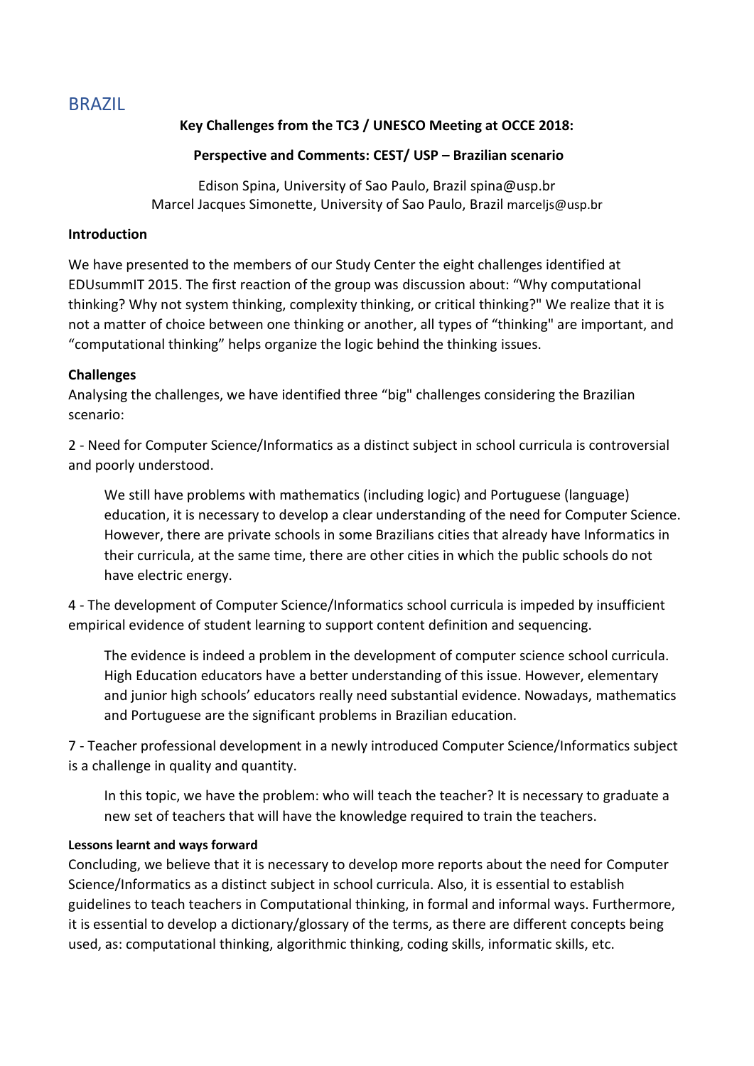# BRAZIL

**Key Challenges from the TC3 / UNESCO Meeting at OCCE 2018:**

**Perspective and Comments: CEST/ USP – Brazilian scenario**

Edison Spina, University of Sao Paulo, Brazil spina@usp.br
Marcel Jacques Simonette, University of Sao Paulo, Brazil marceljs@usp.br

### Introduction

We have presented to the members of our Study Center the eight challenges identified at EDUsummIT 2015. The first reaction of the group was discussion about: "Why computational thinking? Why not system thinking, complexity thinking, or critical thinking?" We realize that it is not a matter of choice between one thinking or another, all types of "thinking" are important, and "computational thinking" helps organize the logic behind the thinking issues.

### Challenges

Analysing the challenges, we have identified three "big" challenges considering the Brazilian scenario:

2 - Need for Computer Science/Informatics as a distinct subject in school curricula is controversial and poorly understood.

> We still have problems with mathematics (including logic) and Portuguese (language) education, it is necessary to develop a clear understanding of the need for Computer Science. However, there are private schools in some Brazilians cities that already have Informatics in their curricula, at the same time, there are other cities in which the public schools do not have electric energy.

4 - The development of Computer Science/Informatics school curricula is impeded by insufficient empirical evidence of student learning to support content definition and sequencing.

> The evidence is indeed a problem in the development of computer science school curricula. High Education educators have a better understanding of this issue. However, elementary and junior high schools' educators really need substantial evidence. Nowadays, mathematics and Portuguese are the significant problems in Brazilian education.

7 - Teacher professional development in a newly introduced Computer Science/Informatics subject is a challenge in quality and quantity.

> In this topic, we have the problem: who will teach the teacher? It is necessary to graduate a new set of teachers that will have the knowledge required to train the teachers.

#### Lessons learnt and ways forward

Concluding, we believe that it is necessary to develop more reports about the need for Computer Science/Informatics as a distinct subject in school curricula. Also, it is essential to establish guidelines to teach teachers in Computational thinking, in formal and informal ways. Furthermore, it is essential to develop a dictionary/glossary of the terms, as there are different concepts being used, as: computational thinking, algorithmic thinking, coding skills, informatic skills, etc.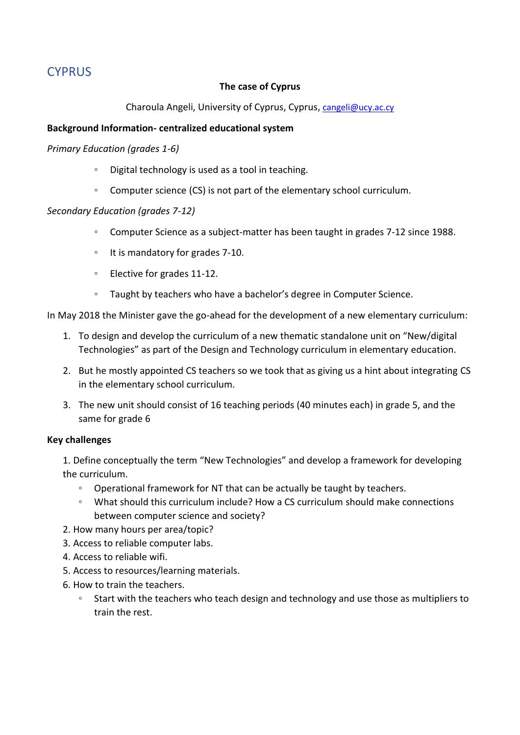# CYPRUS

**The case of Cyprus**

Charoula Angeli, University of Cyprus, Cyprus, cangeli@ucy.ac.cy

**Background Information- centralized educational system**

*Primary Education (grades 1-6)*

- Digital technology is used as a tool in teaching.
- Computer science (CS) is not part of the elementary school curriculum.

*Secondary Education (grades 7-12)*

- Computer Science as a subject-matter has been taught in grades 7-12 since 1988.
- It is mandatory for grades 7-10.
- Elective for grades 11-12.
- Taught by teachers who have a bachelor's degree in Computer Science.

In May 2018 the Minister gave the go-ahead for the development of a new elementary curriculum:

1. To design and develop the curriculum of a new thematic standalone unit on "New/digital Technologies" as part of the Design and Technology curriculum in elementary education.
2. But he mostly appointed CS teachers so we took that as giving us a hint about integrating CS in the elementary school curriculum.
3. The new unit should consist of 16 teaching periods (40 minutes each) in grade 5, and the same for grade 6

**Key challenges**

1. Define conceptually the term "New Technologies" and develop a framework for developing the curriculum.
   - Operational framework for NT that can be actually be taught by teachers.
   - What should this curriculum include? How a CS curriculum should make connections between computer science and society?
2. How many hours per area/topic?
3. Access to reliable computer labs.
4. Access to reliable wifi.
5. Access to resources/learning materials.
6. How to train the teachers.
   - Start with the teachers who teach design and technology and use those as multipliers to train the rest.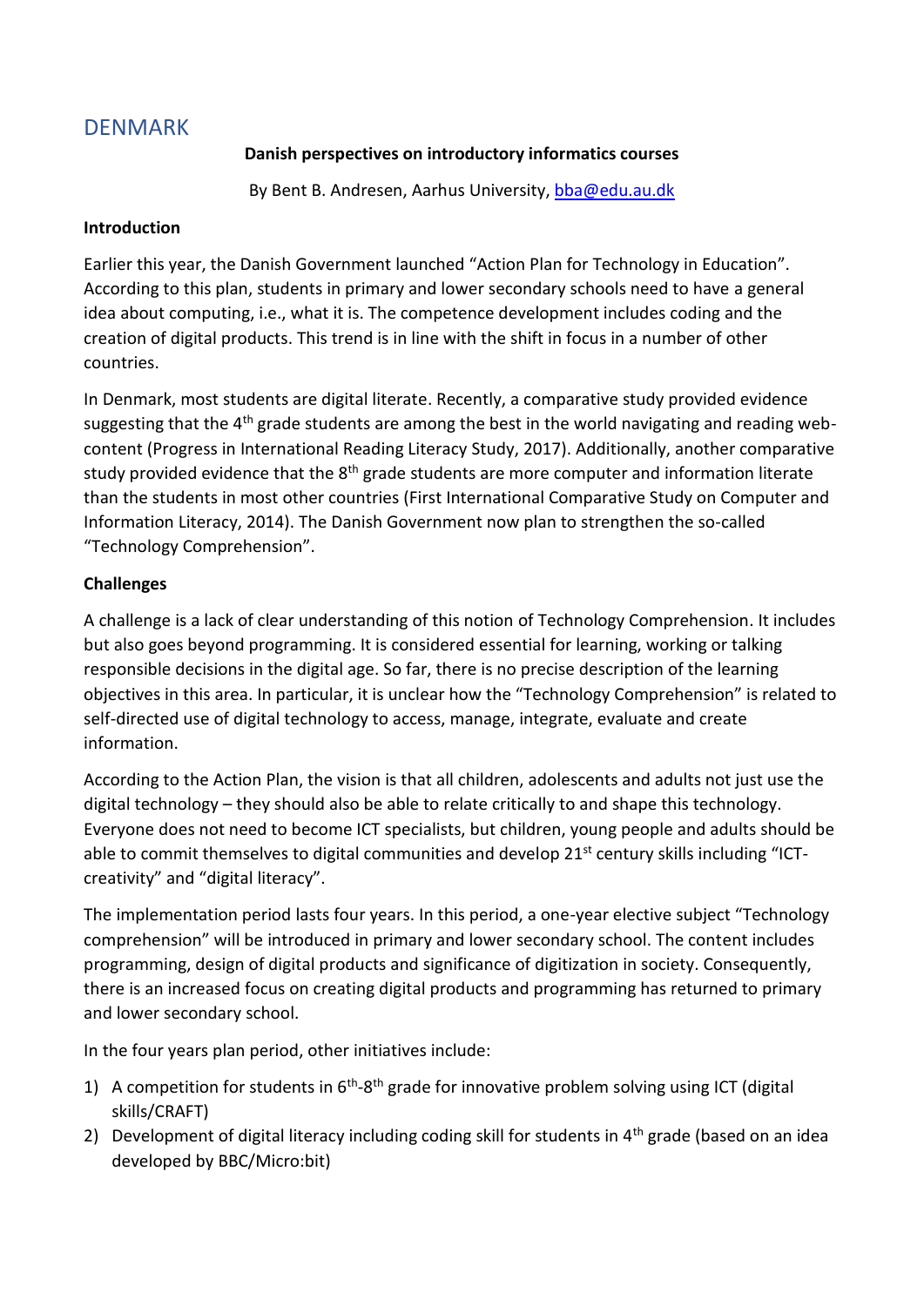## DENMARK

**Danish perspectives on introductory informatics courses**

By Bent B. Andresen, Aarhus University, bba@edu.au.dk

**Introduction**

Earlier this year, the Danish Government launched "Action Plan for Technology in Education". According to this plan, students in primary and lower secondary schools need to have a general idea about computing, i.e., what it is. The competence development includes coding and the creation of digital products. This trend is in line with the shift in focus in a number of other countries.

In Denmark, most students are digital literate. Recently, a comparative study provided evidence suggesting that the 4th grade students are among the best in the world navigating and reading web-content (Progress in International Reading Literacy Study, 2017). Additionally, another comparative study provided evidence that the 8th grade students are more computer and information literate than the students in most other countries (First International Comparative Study on Computer and Information Literacy, 2014). The Danish Government now plan to strengthen the so-called "Technology Comprehension".

**Challenges**

A challenge is a lack of clear understanding of this notion of Technology Comprehension. It includes but also goes beyond programming. It is considered essential for learning, working or talking responsible decisions in the digital age. So far, there is no precise description of the learning objectives in this area. In particular, it is unclear how the "Technology Comprehension" is related to self-directed use of digital technology to access, manage, integrate, evaluate and create information.

According to the Action Plan, the vision is that all children, adolescents and adults not just use the digital technology – they should also be able to relate critically to and shape this technology. Everyone does not need to become ICT specialists, but children, young people and adults should be able to commit themselves to digital communities and develop 21st century skills including "ICT-creativity" and "digital literacy".

The implementation period lasts four years. In this period, a one-year elective subject "Technology comprehension" will be introduced in primary and lower secondary school. The content includes programming, design of digital products and significance of digitization in society. Consequently, there is an increased focus on creating digital products and programming has returned to primary and lower secondary school.

In the four years plan period, other initiatives include:

1) A competition for students in 6th-8th grade for innovative problem solving using ICT (digital skills/CRAFT)
2) Development of digital literacy including coding skill for students in 4th grade (based on an idea developed by BBC/Micro:bit)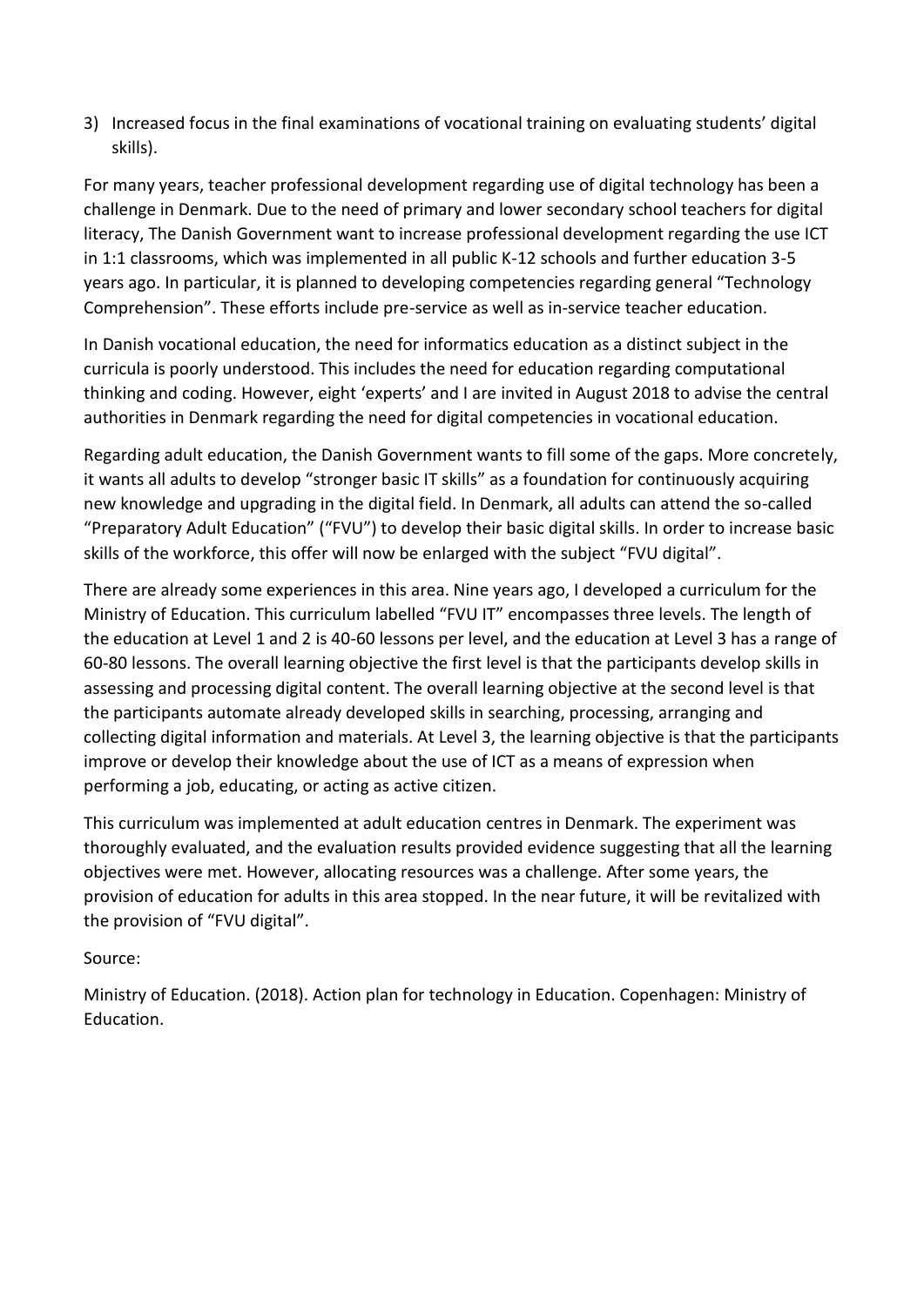3) Increased focus in the final examinations of vocational training on evaluating students' digital skills).

For many years, teacher professional development regarding use of digital technology has been a challenge in Denmark. Due to the need of primary and lower secondary school teachers for digital literacy, The Danish Government want to increase professional development regarding the use ICT in 1:1 classrooms, which was implemented in all public K-12 schools and further education 3-5 years ago. In particular, it is planned to developing competencies regarding general "Technology Comprehension". These efforts include pre-service as well as in-service teacher education.

In Danish vocational education, the need for informatics education as a distinct subject in the curricula is poorly understood. This includes the need for education regarding computational thinking and coding. However, eight 'experts' and I are invited in August 2018 to advise the central authorities in Denmark regarding the need for digital competencies in vocational education.

Regarding adult education, the Danish Government wants to fill some of the gaps. More concretely, it wants all adults to develop "stronger basic IT skills" as a foundation for continuously acquiring new knowledge and upgrading in the digital field. In Denmark, all adults can attend the so-called "Preparatory Adult Education" ("FVU") to develop their basic digital skills. In order to increase basic skills of the workforce, this offer will now be enlarged with the subject "FVU digital".

There are already some experiences in this area. Nine years ago, I developed a curriculum for the Ministry of Education. This curriculum labelled "FVU IT" encompasses three levels. The length of the education at Level 1 and 2 is 40-60 lessons per level, and the education at Level 3 has a range of 60-80 lessons. The overall learning objective the first level is that the participants develop skills in assessing and processing digital content. The overall learning objective at the second level is that the participants automate already developed skills in searching, processing, arranging and collecting digital information and materials. At Level 3, the learning objective is that the participants improve or develop their knowledge about the use of ICT as a means of expression when performing a job, educating, or acting as active citizen.

This curriculum was implemented at adult education centres in Denmark. The experiment was thoroughly evaluated, and the evaluation results provided evidence suggesting that all the learning objectives were met. However, allocating resources was a challenge. After some years, the provision of education for adults in this area stopped. In the near future, it will be revitalized with the provision of "FVU digital".

Source:

Ministry of Education. (2018). Action plan for technology in Education. Copenhagen: Ministry of Education.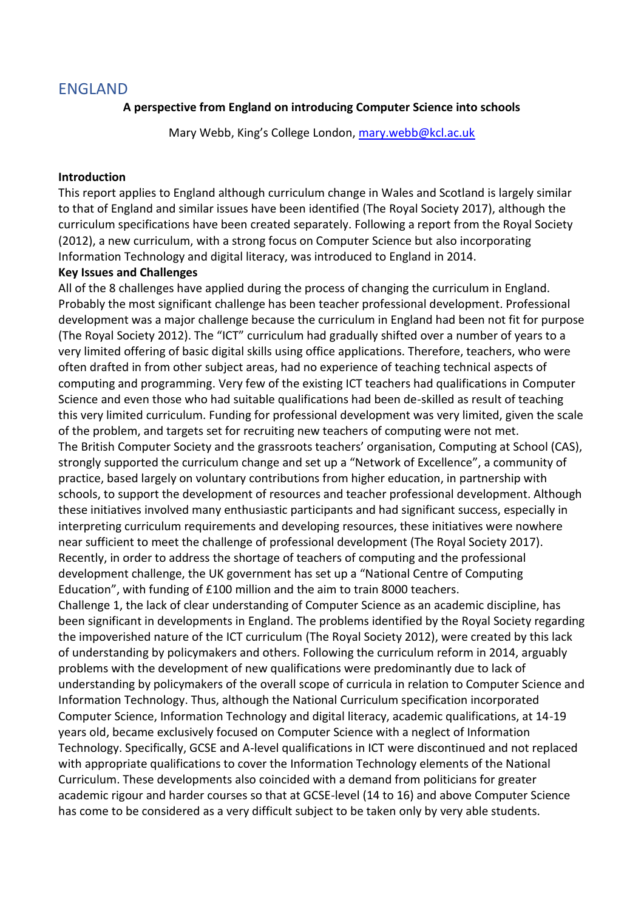## ENGLAND

**A perspective from England on introducing Computer Science into schools**

Mary Webb, King's College London, mary.webb@kcl.ac.uk

**Introduction**

This report applies to England although curriculum change in Wales and Scotland is largely similar to that of England and similar issues have been identified (The Royal Society 2017), although the curriculum specifications have been created separately. Following a report from the Royal Society (2012), a new curriculum, with a strong focus on Computer Science but also incorporating Information Technology and digital literacy, was introduced to England in 2014.

**Key Issues and Challenges**

All of the 8 challenges have applied during the process of changing the curriculum in England. Probably the most significant challenge has been teacher professional development. Professional development was a major challenge because the curriculum in England had been not fit for purpose (The Royal Society 2012). The "ICT" curriculum had gradually shifted over a number of years to a very limited offering of basic digital skills using office applications. Therefore, teachers, who were often drafted in from other subject areas, had no experience of teaching technical aspects of computing and programming. Very few of the existing ICT teachers had qualifications in Computer Science and even those who had suitable qualifications had been de-skilled as result of teaching this very limited curriculum. Funding for professional development was very limited, given the scale of the problem, and targets set for recruiting new teachers of computing were not met.

The British Computer Society and the grassroots teachers' organisation, Computing at School (CAS), strongly supported the curriculum change and set up a "Network of Excellence", a community of practice, based largely on voluntary contributions from higher education, in partnership with schools, to support the development of resources and teacher professional development. Although these initiatives involved many enthusiastic participants and had significant success, especially in interpreting curriculum requirements and developing resources, these initiatives were nowhere near sufficient to meet the challenge of professional development (The Royal Society 2017).

Recently, in order to address the shortage of teachers of computing and the professional development challenge, the UK government has set up a "National Centre of Computing Education", with funding of £100 million and the aim to train 8000 teachers.

Challenge 1, the lack of clear understanding of Computer Science as an academic discipline, has been significant in developments in England. The problems identified by the Royal Society regarding the impoverished nature of the ICT curriculum (The Royal Society 2012), were created by this lack of understanding by policymakers and others. Following the curriculum reform in 2014, arguably problems with the development of new qualifications were predominantly due to lack of understanding by policymakers of the overall scope of curricula in relation to Computer Science and Information Technology. Thus, although the National Curriculum specification incorporated Computer Science, Information Technology and digital literacy, academic qualifications, at 14-19 years old, became exclusively focused on Computer Science with a neglect of Information Technology. Specifically, GCSE and A-level qualifications in ICT were discontinued and not replaced with appropriate qualifications to cover the Information Technology elements of the National Curriculum. These developments also coincided with a demand from politicians for greater academic rigour and harder courses so that at GCSE-level (14 to 16) and above Computer Science has come to be considered as a very difficult subject to be taken only by very able students.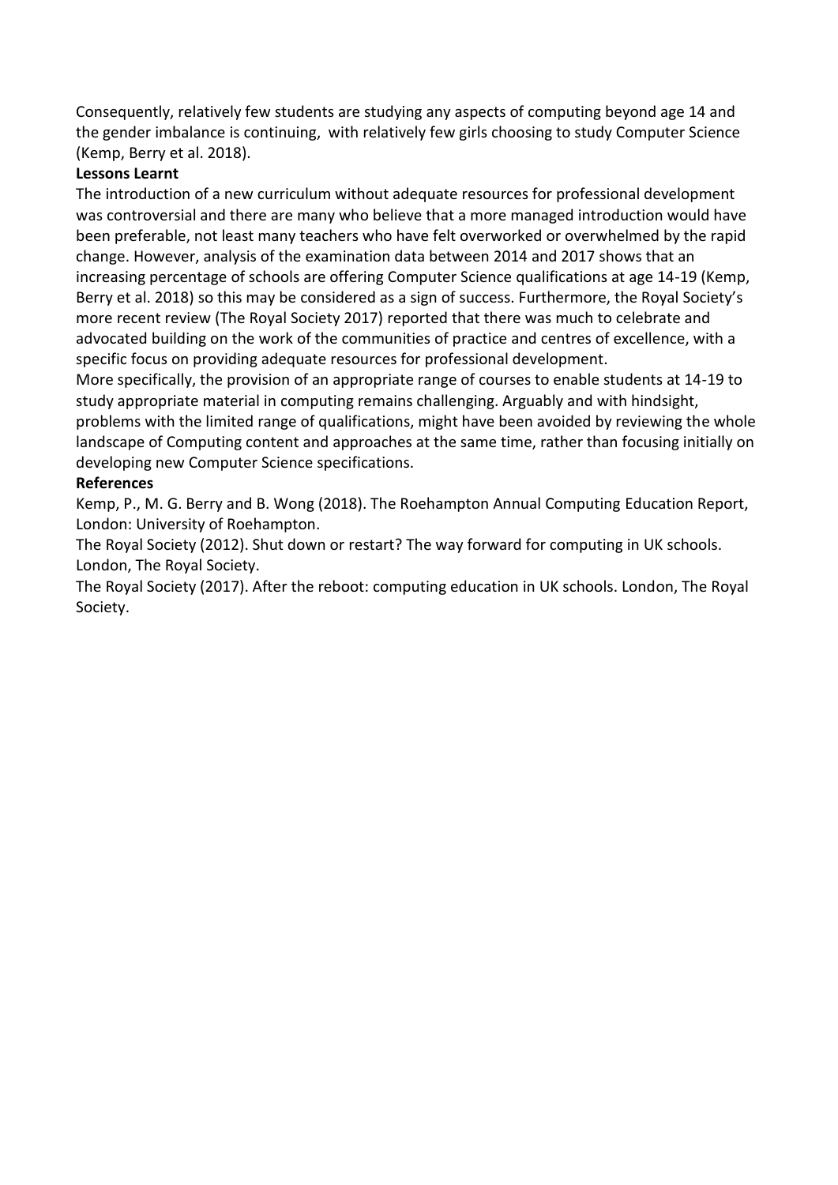Consequently, relatively few students are studying any aspects of computing beyond age 14 and the gender imbalance is continuing, with relatively few girls choosing to study Computer Science (Kemp, Berry et al. 2018).

**Lessons Learnt**

The introduction of a new curriculum without adequate resources for professional development was controversial and there are many who believe that a more managed introduction would have been preferable, not least many teachers who have felt overworked or overwhelmed by the rapid change. However, analysis of the examination data between 2014 and 2017 shows that an increasing percentage of schools are offering Computer Science qualifications at age 14-19 (Kemp, Berry et al. 2018) so this may be considered as a sign of success. Furthermore, the Royal Society's more recent review (The Royal Society 2017) reported that there was much to celebrate and advocated building on the work of the communities of practice and centres of excellence, with a specific focus on providing adequate resources for professional development.

More specifically, the provision of an appropriate range of courses to enable students at 14-19 to study appropriate material in computing remains challenging. Arguably and with hindsight, problems with the limited range of qualifications, might have been avoided by reviewing the whole landscape of Computing content and approaches at the same time, rather than focusing initially on developing new Computer Science specifications.

**References**

Kemp, P., M. G. Berry and B. Wong (2018). The Roehampton Annual Computing Education Report, London: University of Roehampton.

The Royal Society (2012). Shut down or restart? The way forward for computing in UK schools. London, The Royal Society.

The Royal Society (2017). After the reboot: computing education in UK schools. London, The Royal Society.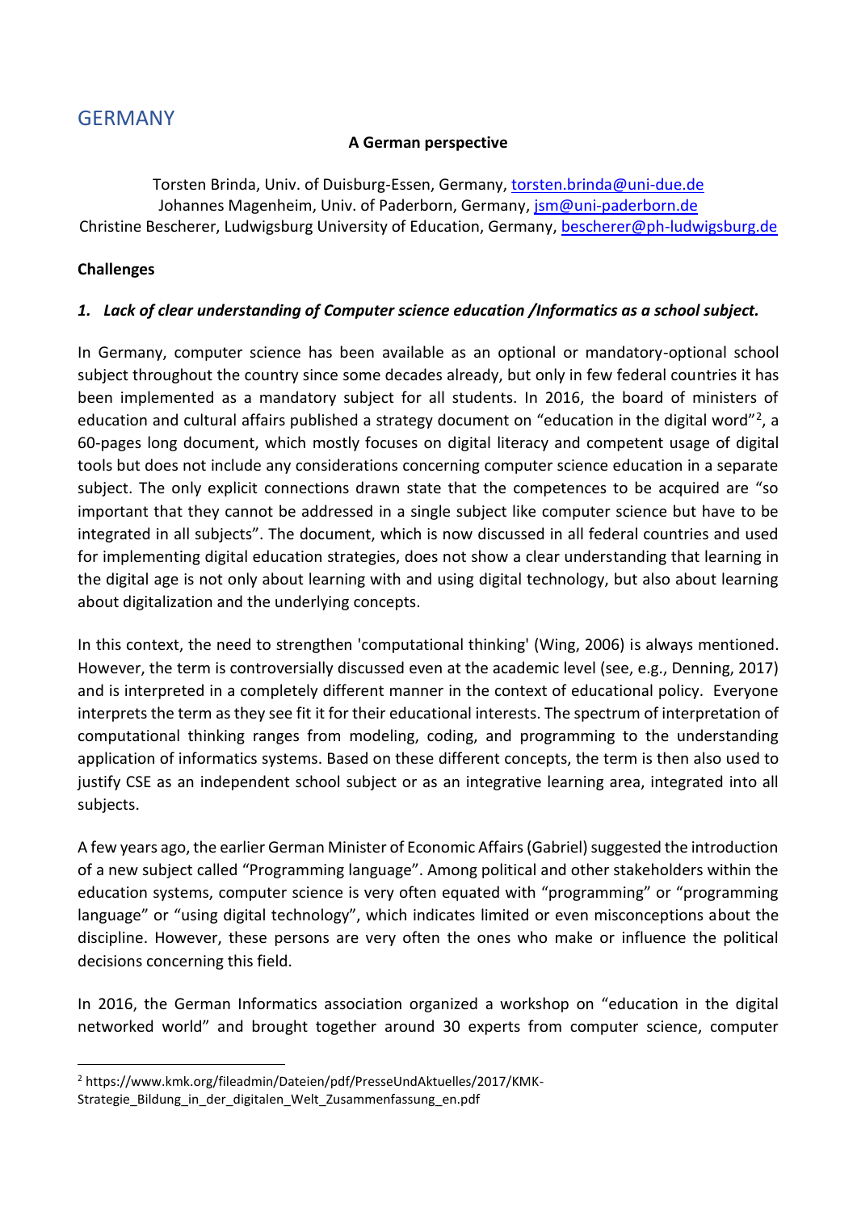## GERMANY

**A German perspective**

Torsten Brinda, Univ. of Duisburg-Essen, Germany, torsten.brinda@uni-due.de
Johannes Magenheim, Univ. of Paderborn, Germany, jsm@uni-paderborn.de
Christine Bescherer, Ludwigsburg University of Education, Germany, bescherer@ph-ludwigsburg.de

**Challenges**

### *1. Lack of clear understanding of Computer science education /Informatics as a school subject.*

In Germany, computer science has been available as an optional or mandatory-optional school subject throughout the country since some decades already, but only in few federal countries it has been implemented as a mandatory subject for all students. In 2016, the board of ministers of education and cultural affairs published a strategy document on "education in the digital word"[2], a 60-pages long document, which mostly focuses on digital literacy and competent usage of digital tools but does not include any considerations concerning computer science education in a separate subject. The only explicit connections drawn state that the competences to be acquired are "so important that they cannot be addressed in a single subject like computer science but have to be integrated in all subjects". The document, which is now discussed in all federal countries and used for implementing digital education strategies, does not show a clear understanding that learning in the digital age is not only about learning with and using digital technology, but also about learning about digitalization and the underlying concepts.

In this context, the need to strengthen 'computational thinking' (Wing, 2006) is always mentioned. However, the term is controversially discussed even at the academic level (see, e.g., Denning, 2017) and is interpreted in a completely different manner in the context of educational policy. Everyone interprets the term as they see fit it for their educational interests. The spectrum of interpretation of computational thinking ranges from modeling, coding, and programming to the understanding application of informatics systems. Based on these different concepts, the term is then also used to justify CSE as an independent school subject or as an integrative learning area, integrated into all subjects.

A few years ago, the earlier German Minister of Economic Affairs (Gabriel) suggested the introduction of a new subject called "Programming language". Among political and other stakeholders within the education systems, computer science is very often equated with "programming" or "programming language" or "using digital technology", which indicates limited or even misconceptions about the discipline. However, these persons are very often the ones who make or influence the political decisions concerning this field.

In 2016, the German Informatics association organized a workshop on "education in the digital networked world" and brought together around 30 experts from computer science, computer

[2] https://www.kmk.org/fileadmin/Dateien/pdf/PresseUndAktuelles/2017/KMK-Strategie_Bildung_in_der_digitalen_Welt_Zusammenfassung_en.pdf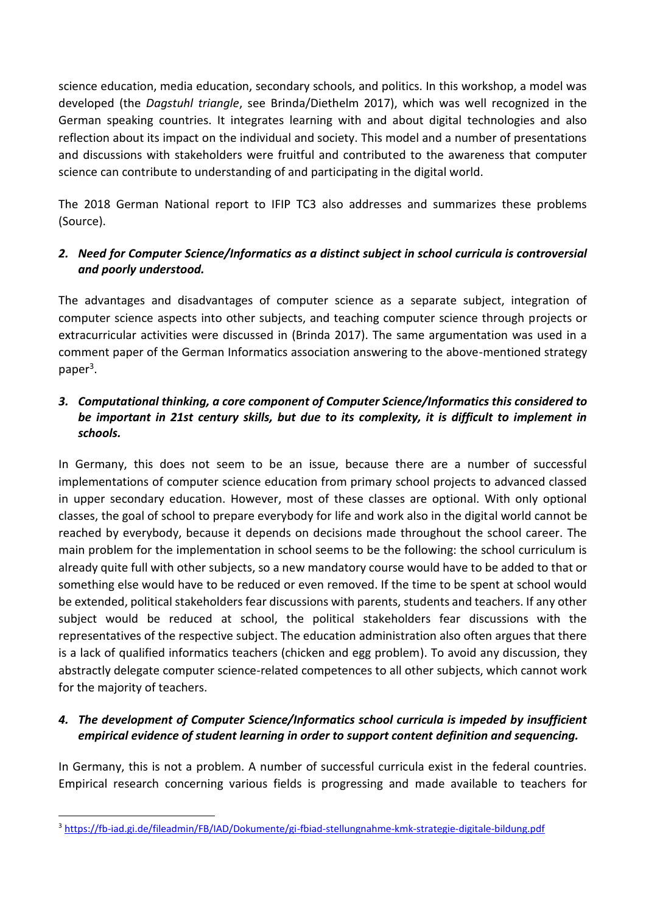science education, media education, secondary schools, and politics. In this workshop, a model was developed (the *Dagstuhl triangle*, see Brinda/Diethelm 2017), which was well recognized in the German speaking countries. It integrates learning with and about digital technologies and also reflection about its impact on the individual and society. This model and a number of presentations and discussions with stakeholders were fruitful and contributed to the awareness that computer science can contribute to understanding of and participating in the digital world.

The 2018 German National report to IFIP TC3 also addresses and summarizes these problems (Source).

### 2. *Need for Computer Science/Informatics as a distinct subject in school curricula is controversial and poorly understood.*

The advantages and disadvantages of computer science as a separate subject, integration of computer science aspects into other subjects, and teaching computer science through projects or extracurricular activities were discussed in (Brinda 2017). The same argumentation was used in a comment paper of the German Informatics association answering to the above-mentioned strategy paper[3].

### 3. *Computational thinking, a core component of Computer Science/Informatics this considered to be important in 21st century skills, but due to its complexity, it is difficult to implement in schools.*

In Germany, this does not seem to be an issue, because there are a number of successful implementations of computer science education from primary school projects to advanced classed in upper secondary education. However, most of these classes are optional. With only optional classes, the goal of school to prepare everybody for life and work also in the digital world cannot be reached by everybody, because it depends on decisions made throughout the school career. The main problem for the implementation in school seems to be the following: the school curriculum is already quite full with other subjects, so a new mandatory course would have to be added to that or something else would have to be reduced or even removed. If the time to be spent at school would be extended, political stakeholders fear discussions with parents, students and teachers. If any other subject would be reduced at school, the political stakeholders fear discussions with the representatives of the respective subject. The education administration also often argues that there is a lack of qualified informatics teachers (chicken and egg problem). To avoid any discussion, they abstractly delegate computer science-related competences to all other subjects, which cannot work for the majority of teachers.

### 4. *The development of Computer Science/Informatics school curricula is impeded by insufficient empirical evidence of student learning in order to support content definition and sequencing.*

In Germany, this is not a problem. A number of successful curricula exist in the federal countries. Empirical research concerning various fields is progressing and made available to teachers for

[3] https://fb-iad.gi.de/fileadmin/FB/IAD/Dokumente/gi-fbiad-stellungnahme-kmk-strategie-digitale-bildung.pdf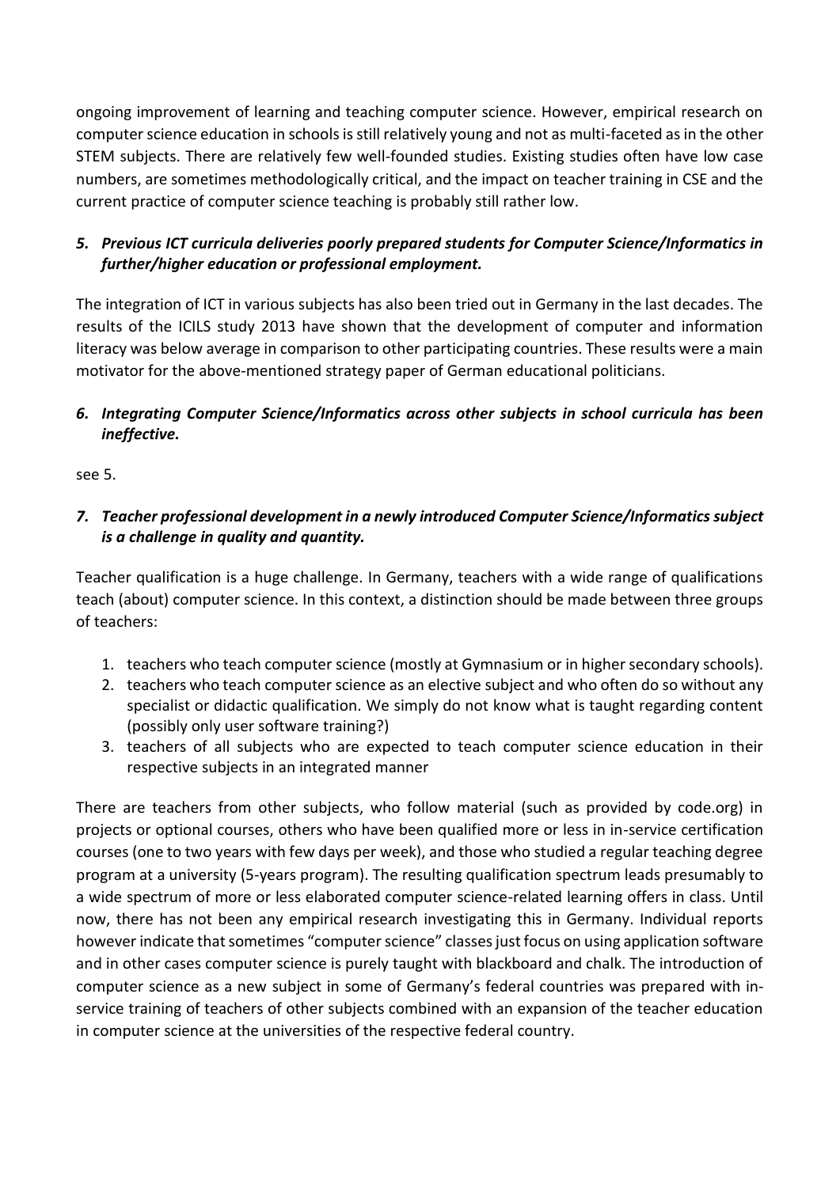ongoing improvement of learning and teaching computer science. However, empirical research on computer science education in schools is still relatively young and not as multi-faceted as in the other STEM subjects. There are relatively few well-founded studies. Existing studies often have low case numbers, are sometimes methodologically critical, and the impact on teacher training in CSE and the current practice of computer science teaching is probably still rather low.

### *5. Previous ICT curricula deliveries poorly prepared students for Computer Science/Informatics in further/higher education or professional employment.*

The integration of ICT in various subjects has also been tried out in Germany in the last decades. The results of the ICILS study 2013 have shown that the development of computer and information literacy was below average in comparison to other participating countries. These results were a main motivator for the above-mentioned strategy paper of German educational politicians.

### *6. Integrating Computer Science/Informatics across other subjects in school curricula has been ineffective.*

see 5.

### *7. Teacher professional development in a newly introduced Computer Science/Informatics subject is a challenge in quality and quantity.*

Teacher qualification is a huge challenge. In Germany, teachers with a wide range of qualifications teach (about) computer science. In this context, a distinction should be made between three groups of teachers:

1. teachers who teach computer science (mostly at Gymnasium or in higher secondary schools).
2. teachers who teach computer science as an elective subject and who often do so without any specialist or didactic qualification. We simply do not know what is taught regarding content (possibly only user software training?)
3. teachers of all subjects who are expected to teach computer science education in their respective subjects in an integrated manner

There are teachers from other subjects, who follow material (such as provided by code.org) in projects or optional courses, others who have been qualified more or less in in-service certification courses (one to two years with few days per week), and those who studied a regular teaching degree program at a university (5-years program). The resulting qualification spectrum leads presumably to a wide spectrum of more or less elaborated computer science-related learning offers in class. Until now, there has not been any empirical research investigating this in Germany. Individual reports however indicate that sometimes "computer science" classes just focus on using application software and in other cases computer science is purely taught with blackboard and chalk. The introduction of computer science as a new subject in some of Germany's federal countries was prepared with in-service training of teachers of other subjects combined with an expansion of the teacher education in computer science at the universities of the respective federal country.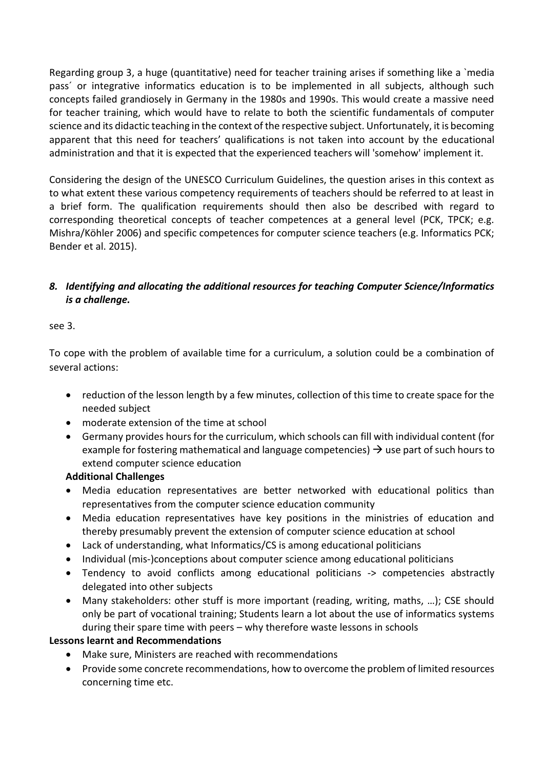Regarding group 3, a huge (quantitative) need for teacher training arises if something like a `media pass´ or integrative informatics education is to be implemented in all subjects, although such concepts failed grandiosely in Germany in the 1980s and 1990s. This would create a massive need for teacher training, which would have to relate to both the scientific fundamentals of computer science and its didactic teaching in the context of the respective subject. Unfortunately, it is becoming apparent that this need for teachers' qualifications is not taken into account by the educational administration and that it is expected that the experienced teachers will 'somehow' implement it.

Considering the design of the UNESCO Curriculum Guidelines, the question arises in this context as to what extent these various competency requirements of teachers should be referred to at least in a brief form. The qualification requirements should then also be described with regard to corresponding theoretical concepts of teacher competences at a general level (PCK, TPCK; e.g. Mishra/Köhler 2006) and specific competences for computer science teachers (e.g. Informatics PCK; Bender et al. 2015).

### *8. Identifying and allocating the additional resources for teaching Computer Science/Informatics is a challenge.*

see 3.

To cope with the problem of available time for a curriculum, a solution could be a combination of several actions:

- reduction of the lesson length by a few minutes, collection of this time to create space for the needed subject
- moderate extension of the time at school
- Germany provides hours for the curriculum, which schools can fill with individual content (for example for fostering mathematical and language competencies) → use part of such hours to extend computer science education

**Additional Challenges**

- Media education representatives are better networked with educational politics than representatives from the computer science education community
- Media education representatives have key positions in the ministries of education and thereby presumably prevent the extension of computer science education at school
- Lack of understanding, what Informatics/CS is among educational politicians
- Individual (mis-)conceptions about computer science among educational politicians
- Tendency to avoid conflicts among educational politicians -> competencies abstractly delegated into other subjects
- Many stakeholders: other stuff is more important (reading, writing, maths, …); CSE should only be part of vocational training; Students learn a lot about the use of informatics systems during their spare time with peers – why therefore waste lessons in schools

**Lessons learnt and Recommendations**

- Make sure, Ministers are reached with recommendations
- Provide some concrete recommendations, how to overcome the problem of limited resources concerning time etc.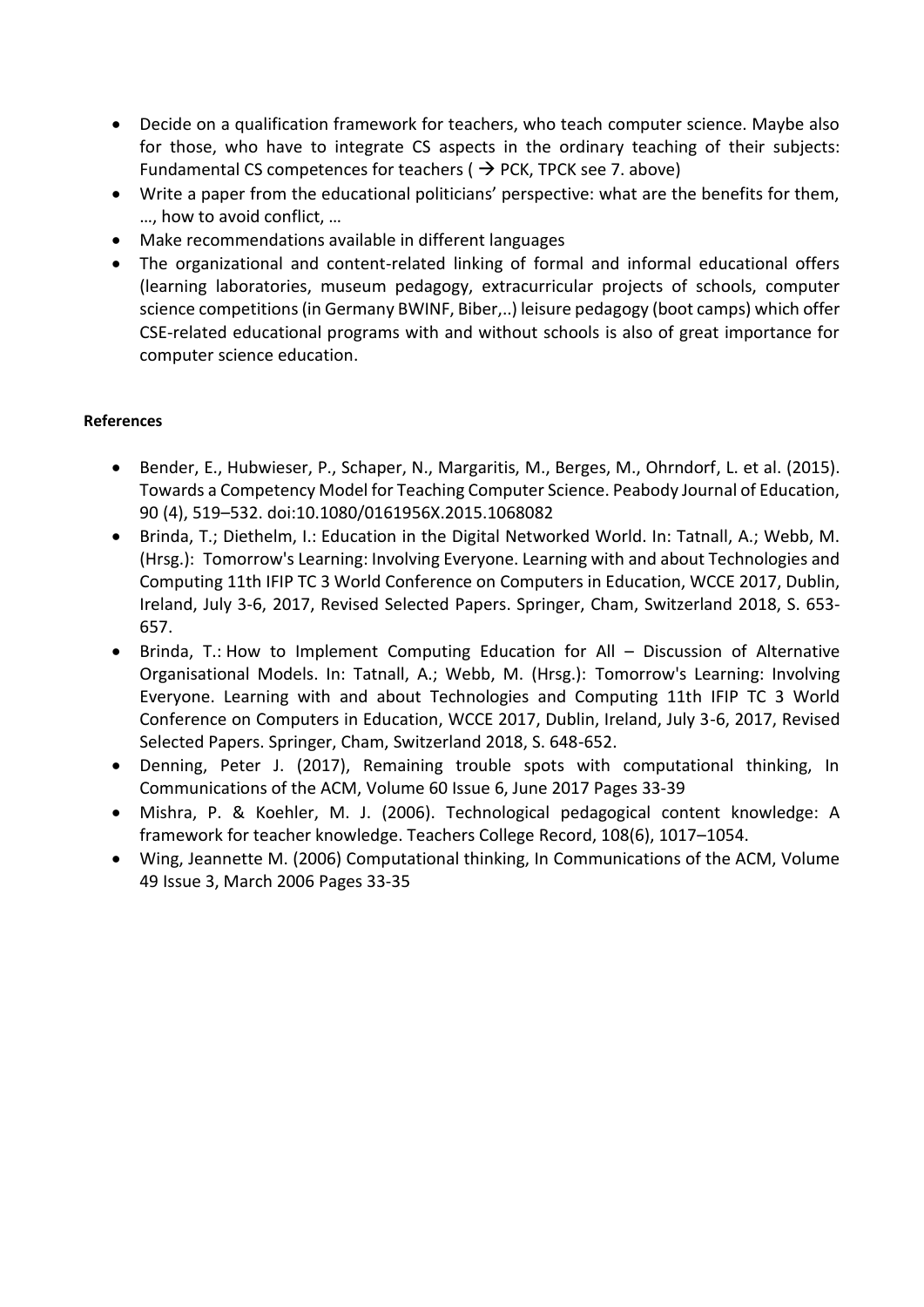- Decide on a qualification framework for teachers, who teach computer science. Maybe also for those, who have to integrate CS aspects in the ordinary teaching of their subjects: Fundamental CS competences for teachers ( → PCK, TPCK see 7. above)
- Write a paper from the educational politicians' perspective: what are the benefits for them, …, how to avoid conflict, …
- Make recommendations available in different languages
- The organizational and content-related linking of formal and informal educational offers (learning laboratories, museum pedagogy, extracurricular projects of schools, computer science competitions (in Germany BWINF, Biber,..) leisure pedagogy (boot camps) which offer CSE-related educational programs with and without schools is also of great importance for computer science education.

**References**

- Bender, E., Hubwieser, P., Schaper, N., Margaritis, M., Berges, M., Ohrndorf, L. et al. (2015). Towards a Competency Model for Teaching Computer Science. Peabody Journal of Education, 90 (4), 519–532. doi:10.1080/0161956X.2015.1068082
- Brinda, T.; Diethelm, I.: Education in the Digital Networked World. In: Tatnall, A.; Webb, M. (Hrsg.): Tomorrow's Learning: Involving Everyone. Learning with and about Technologies and Computing 11th IFIP TC 3 World Conference on Computers in Education, WCCE 2017, Dublin, Ireland, July 3-6, 2017, Revised Selected Papers. Springer, Cham, Switzerland 2018, S. 653-657.
- Brinda, T.: How to Implement Computing Education for All – Discussion of Alternative Organisational Models. In: Tatnall, A.; Webb, M. (Hrsg.): Tomorrow's Learning: Involving Everyone. Learning with and about Technologies and Computing 11th IFIP TC 3 World Conference on Computers in Education, WCCE 2017, Dublin, Ireland, July 3-6, 2017, Revised Selected Papers. Springer, Cham, Switzerland 2018, S. 648-652.
- Denning, Peter J. (2017), Remaining trouble spots with computational thinking, In Communications of the ACM, Volume 60 Issue 6, June 2017 Pages 33-39
- Mishra, P. & Koehler, M. J. (2006). Technological pedagogical content knowledge: A framework for teacher knowledge. Teachers College Record, 108(6), 1017–1054.
- Wing, Jeannette M. (2006) Computational thinking, In Communications of the ACM, Volume 49 Issue 3, March 2006 Pages 33-35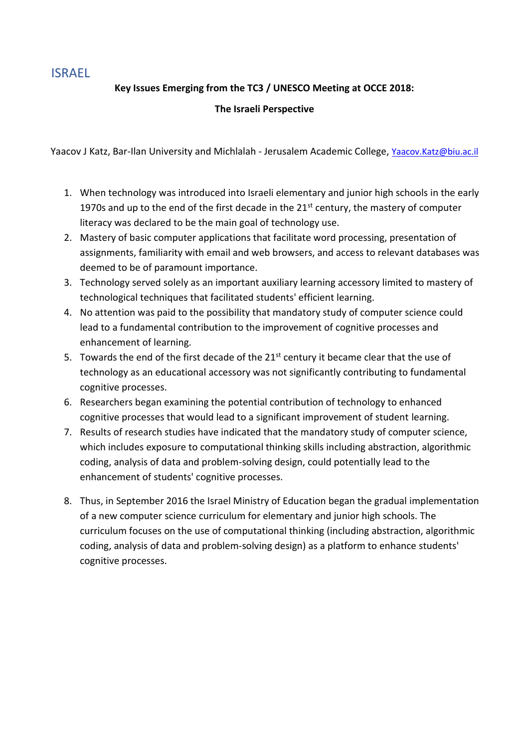## ISRAEL

**Key Issues Emerging from the TC3 / UNESCO Meeting at OCCE 2018:**

**The Israeli Perspective**

Yaacov J Katz, Bar-Ilan University and Michlalah - Jerusalem Academic College, Yaacov.Katz@biu.ac.il

1. When technology was introduced into Israeli elementary and junior high schools in the early 1970s and up to the end of the first decade in the 21st century, the mastery of computer literacy was declared to be the main goal of technology use.
2. Mastery of basic computer applications that facilitate word processing, presentation of assignments, familiarity with email and web browsers, and access to relevant databases was deemed to be of paramount importance.
3. Technology served solely as an important auxiliary learning accessory limited to mastery of technological techniques that facilitated students' efficient learning.
4. No attention was paid to the possibility that mandatory study of computer science could lead to a fundamental contribution to the improvement of cognitive processes and enhancement of learning.
5. Towards the end of the first decade of the 21st century it became clear that the use of technology as an educational accessory was not significantly contributing to fundamental cognitive processes.
6. Researchers began examining the potential contribution of technology to enhanced cognitive processes that would lead to a significant improvement of student learning.
7. Results of research studies have indicated that the mandatory study of computer science, which includes exposure to computational thinking skills including abstraction, algorithmic coding, analysis of data and problem-solving design, could potentially lead to the enhancement of students' cognitive processes.
8. Thus, in September 2016 the Israel Ministry of Education began the gradual implementation of a new computer science curriculum for elementary and junior high schools. The curriculum focuses on the use of computational thinking (including abstraction, algorithmic coding, analysis of data and problem-solving design) as a platform to enhance students' cognitive processes.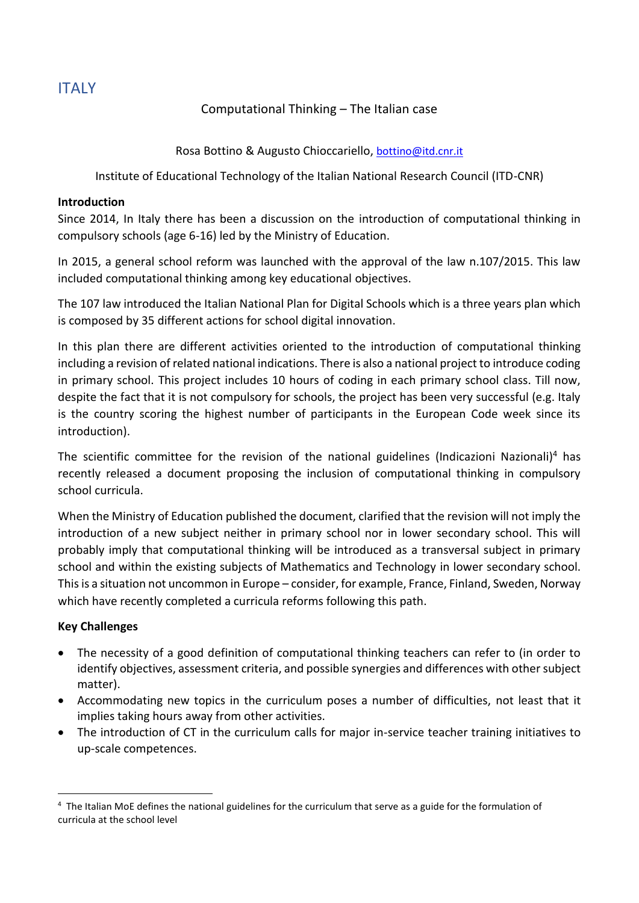# ITALY

Computational Thinking – The Italian case

Rosa Bottino & Augusto Chioccariello, bottino@itd.cnr.it

Institute of Educational Technology of the Italian National Research Council (ITD-CNR)

**Introduction**

Since 2014, In Italy there has been a discussion on the introduction of computational thinking in compulsory schools (age 6-16) led by the Ministry of Education.

In 2015, a general school reform was launched with the approval of the law n.107/2015. This law included computational thinking among key educational objectives.

The 107 law introduced the Italian National Plan for Digital Schools which is a three years plan which is composed by 35 different actions for school digital innovation.

In this plan there are different activities oriented to the introduction of computational thinking including a revision of related national indications. There is also a national project to introduce coding in primary school. This project includes 10 hours of coding in each primary school class. Till now, despite the fact that it is not compulsory for schools, the project has been very successful (e.g. Italy is the country scoring the highest number of participants in the European Code week since its introduction).

The scientific committee for the revision of the national guidelines (Indicazioni Nazionali)[4] has recently released a document proposing the inclusion of computational thinking in compulsory school curricula.

When the Ministry of Education published the document, clarified that the revision will not imply the introduction of a new subject neither in primary school nor in lower secondary school. This will probably imply that computational thinking will be introduced as a transversal subject in primary school and within the existing subjects of Mathematics and Technology in lower secondary school. This is a situation not uncommon in Europe – consider, for example, France, Finland, Sweden, Norway which have recently completed a curricula reforms following this path.

**Key Challenges**

- The necessity of a good definition of computational thinking teachers can refer to (in order to identify objectives, assessment criteria, and possible synergies and differences with other subject matter).
- Accommodating new topics in the curriculum poses a number of difficulties, not least that it implies taking hours away from other activities.
- The introduction of CT in the curriculum calls for major in-service teacher training initiatives to up-scale competences.

---

[4] The Italian MoE defines the national guidelines for the curriculum that serve as a guide for the formulation of curricula at the school level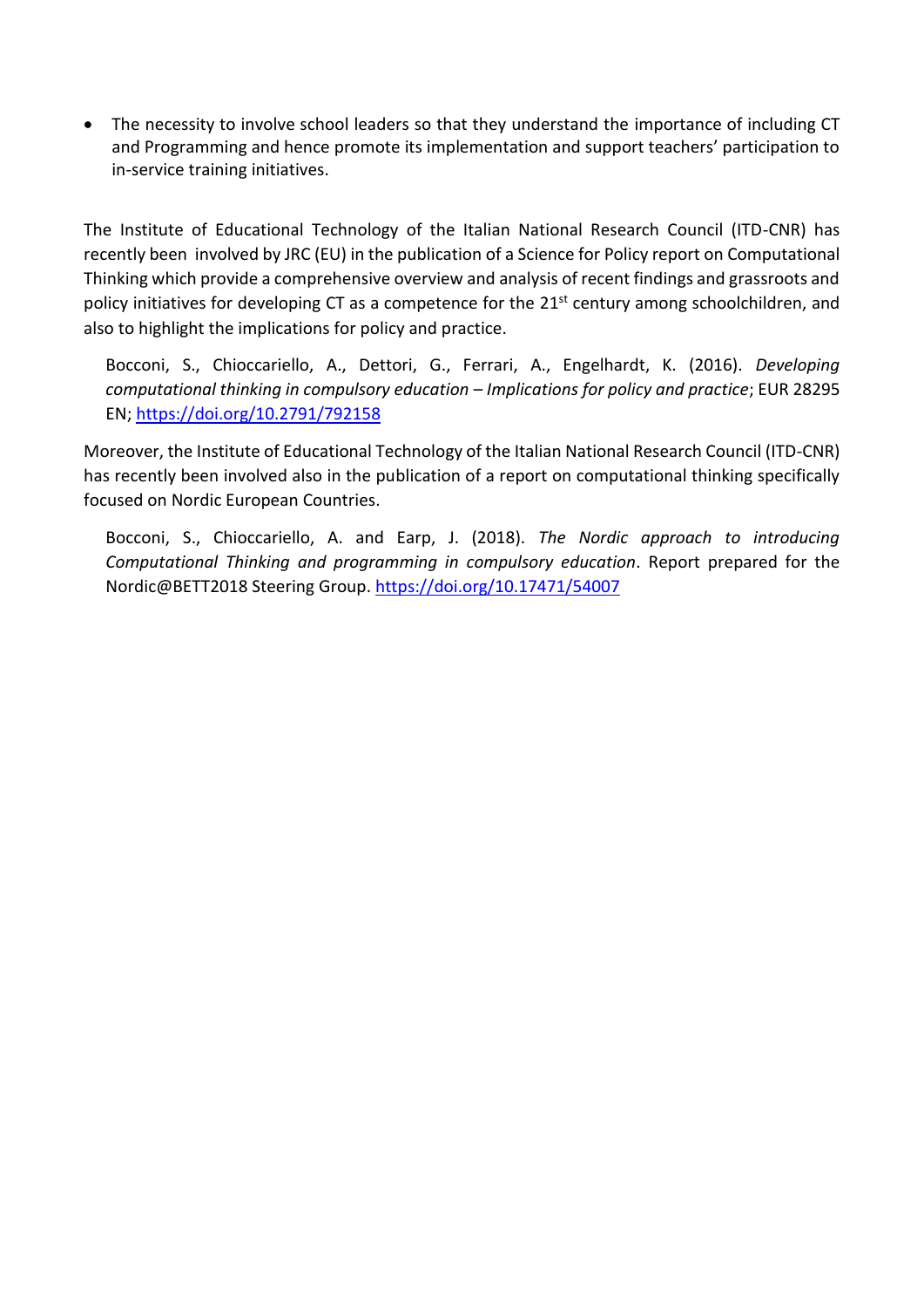- The necessity to involve school leaders so that they understand the importance of including CT and Programming and hence promote its implementation and support teachers' participation to in-service training initiatives.

The Institute of Educational Technology of the Italian National Research Council (ITD-CNR) has recently been involved by JRC (EU) in the publication of a Science for Policy report on Computational Thinking which provide a comprehensive overview and analysis of recent findings and grassroots and policy initiatives for developing CT as a competence for the 21st century among schoolchildren, and also to highlight the implications for policy and practice.

> Bocconi, S., Chioccariello, A., Dettori, G., Ferrari, A., Engelhardt, K. (2016). *Developing computational thinking in compulsory education – Implications for policy and practice*; EUR 28295 EN; https://doi.org/10.2791/792158

Moreover, the Institute of Educational Technology of the Italian National Research Council (ITD-CNR) has recently been involved also in the publication of a report on computational thinking specifically focused on Nordic European Countries.

> Bocconi, S., Chioccariello, A. and Earp, J. (2018). *The Nordic approach to introducing Computational Thinking and programming in compulsory education*. Report prepared for the Nordic@BETT2018 Steering Group. https://doi.org/10.17471/54007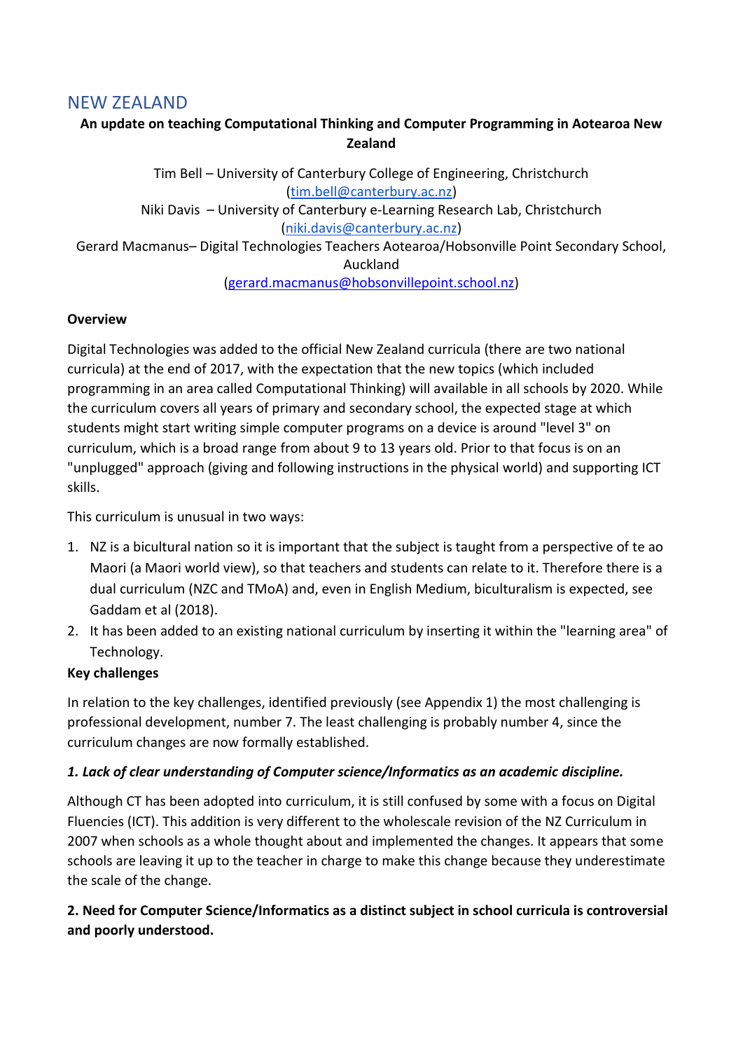## NEW ZEALAND

**An update on teaching Computational Thinking and Computer Programming in Aotearoa New Zealand**

Tim Bell – University of Canterbury College of Engineering, Christchurch (tim.bell@canterbury.ac.nz)

Niki Davis – University of Canterbury e-Learning Research Lab, Christchurch (niki.davis@canterbury.ac.nz)

Gerard Macmanus– Digital Technologies Teachers Aotearoa/Hobsonville Point Secondary School, Auckland (gerard.macmanus@hobsonvillepoint.school.nz)

**Overview**

Digital Technologies was added to the official New Zealand curricula (there are two national curricula) at the end of 2017, with the expectation that the new topics (which included programming in an area called Computational Thinking) will available in all schools by 2020. While the curriculum covers all years of primary and secondary school, the expected stage at which students might start writing simple computer programs on a device is around "level 3" on curriculum, which is a broad range from about 9 to 13 years old. Prior to that focus is on an "unplugged" approach (giving and following instructions in the physical world) and supporting ICT skills.

This curriculum is unusual in two ways:

1. NZ is a bicultural nation so it is important that the subject is taught from a perspective of te ao Maori (a Maori world view), so that teachers and students can relate to it. Therefore there is a dual curriculum (NZC and TMoA) and, even in English Medium, biculturalism is expected, see Gaddam et al (2018).
2. It has been added to an existing national curriculum by inserting it within the "learning area" of Technology.

**Key challenges**

In relation to the key challenges, identified previously (see Appendix 1) the most challenging is professional development, number 7. The least challenging is probably number 4, since the curriculum changes are now formally established.

***1. Lack of clear understanding of Computer science/Informatics as an academic discipline.***

Although CT has been adopted into curriculum, it is still confused by some with a focus on Digital Fluencies (ICT). This addition is very different to the wholescale revision of the NZ Curriculum in 2007 when schools as a whole thought about and implemented the changes. It appears that some schools are leaving it up to the teacher in charge to make this change because they underestimate the scale of the change.

**2. Need for Computer Science/Informatics as a distinct subject in school curricula is controversial and poorly understood.**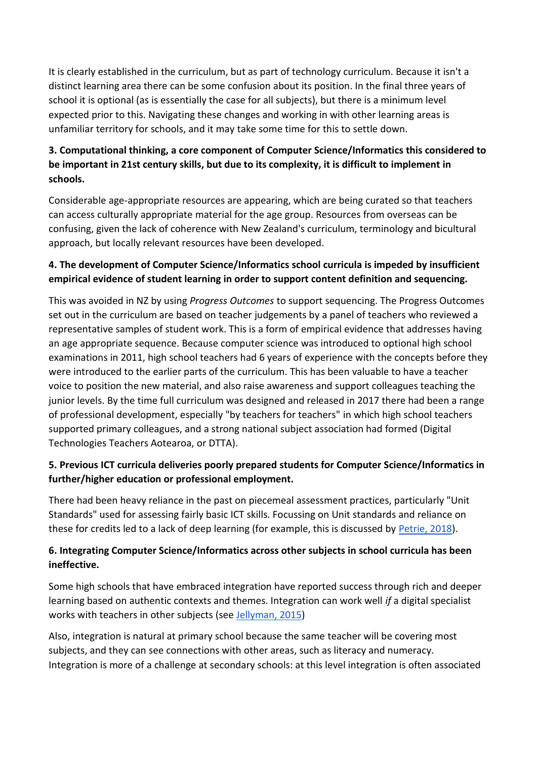It is clearly established in the curriculum, but as part of technology curriculum. Because it isn't a distinct learning area there can be some confusion about its position. In the final three years of school it is optional (as is essentially the case for all subjects), but there is a minimum level expected prior to this. Navigating these changes and working in with other learning areas is unfamiliar territory for schools, and it may take some time for this to settle down.

**3. Computational thinking, a core component of Computer Science/Informatics this considered to be important in 21st century skills, but due to its complexity, it is difficult to implement in schools.**

Considerable age-appropriate resources are appearing, which are being curated so that teachers can access culturally appropriate material for the age group. Resources from overseas can be confusing, given the lack of coherence with New Zealand's curriculum, terminology and bicultural approach, but locally relevant resources have been developed.

**4. The development of Computer Science/Informatics school curricula is impeded by insufficient empirical evidence of student learning in order to support content definition and sequencing.**

This was avoided in NZ by using *Progress Outcomes* to support sequencing. The Progress Outcomes set out in the curriculum are based on teacher judgements by a panel of teachers who reviewed a representative samples of student work. This is a form of empirical evidence that addresses having an age appropriate sequence. Because computer science was introduced to optional high school examinations in 2011, high school teachers had 6 years of experience with the concepts before they were introduced to the earlier parts of the curriculum. This has been valuable to have a teacher voice to position the new material, and also raise awareness and support colleagues teaching the junior levels. By the time full curriculum was designed and released in 2017 there had been a range of professional development, especially "by teachers for teachers" in which high school teachers supported primary colleagues, and a strong national subject association had formed (Digital Technologies Teachers Aotearoa, or DTTA).

**5. Previous ICT curricula deliveries poorly prepared students for Computer Science/Informatics in further/higher education or professional employment.**

There had been heavy reliance in the past on piecemeal assessment practices, particularly "Unit Standards" used for assessing fairly basic ICT skills. Focussing on Unit standards and reliance on these for credits led to a lack of deep learning (for example, this is discussed by Petrie, 2018).

**6. Integrating Computer Science/Informatics across other subjects in school curricula has been ineffective.**

Some high schools that have embraced integration have reported success through rich and deeper learning based on authentic contexts and themes. Integration can work well *if* a digital specialist works with teachers in other subjects (see Jellyman, 2015)

Also, integration is natural at primary school because the same teacher will be covering most subjects, and they can see connections with other areas, such as literacy and numeracy. Integration is more of a challenge at secondary schools: at this level integration is often associated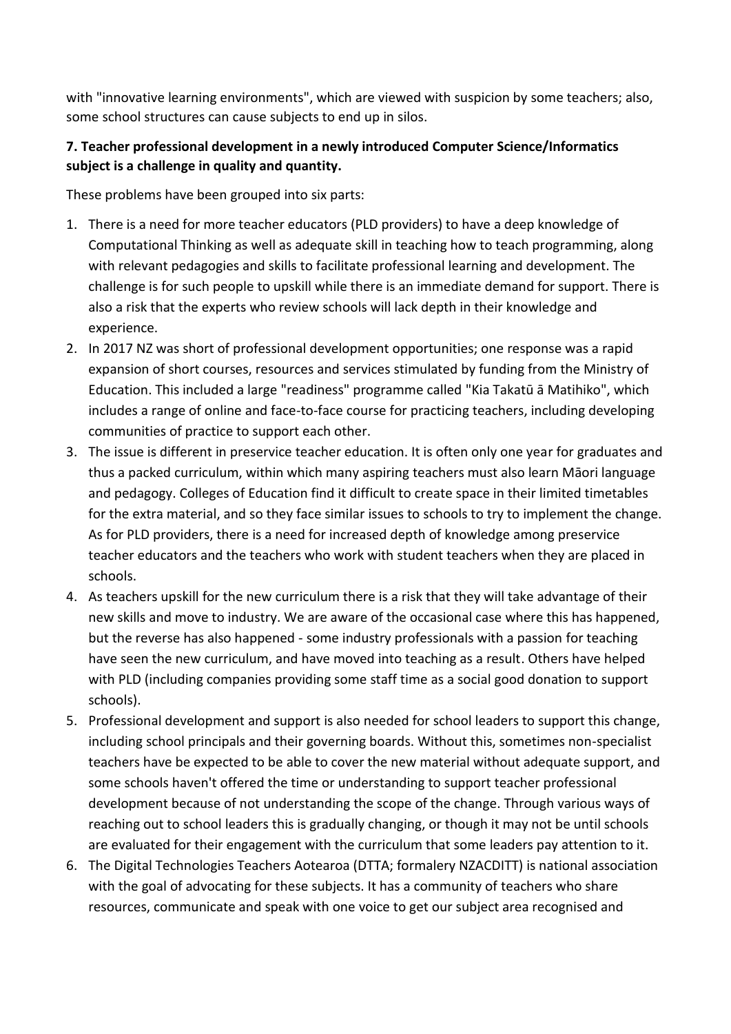with "innovative learning environments", which are viewed with suspicion by some teachers; also, some school structures can cause subjects to end up in silos.

**7. Teacher professional development in a newly introduced Computer Science/Informatics subject is a challenge in quality and quantity.**

These problems have been grouped into six parts:

1. There is a need for more teacher educators (PLD providers) to have a deep knowledge of Computational Thinking as well as adequate skill in teaching how to teach programming, along with relevant pedagogies and skills to facilitate professional learning and development. The challenge is for such people to upskill while there is an immediate demand for support. There is also a risk that the experts who review schools will lack depth in their knowledge and experience.
2. In 2017 NZ was short of professional development opportunities; one response was a rapid expansion of short courses, resources and services stimulated by funding from the Ministry of Education. This included a large "readiness" programme called "Kia Takatū ā Matihiko", which includes a range of online and face-to-face course for practicing teachers, including developing communities of practice to support each other.
3. The issue is different in preservice teacher education. It is often only one year for graduates and thus a packed curriculum, within which many aspiring teachers must also learn Māori language and pedagogy. Colleges of Education find it difficult to create space in their limited timetables for the extra material, and so they face similar issues to schools to try to implement the change. As for PLD providers, there is a need for increased depth of knowledge among preservice teacher educators and the teachers who work with student teachers when they are placed in schools.
4. As teachers upskill for the new curriculum there is a risk that they will take advantage of their new skills and move to industry. We are aware of the occasional case where this has happened, but the reverse has also happened - some industry professionals with a passion for teaching have seen the new curriculum, and have moved into teaching as a result. Others have helped with PLD (including companies providing some staff time as a social good donation to support schools).
5. Professional development and support is also needed for school leaders to support this change, including school principals and their governing boards. Without this, sometimes non-specialist teachers have be expected to be able to cover the new material without adequate support, and some schools haven't offered the time or understanding to support teacher professional development because of not understanding the scope of the change. Through various ways of reaching out to school leaders this is gradually changing, or though it may not be until schools are evaluated for their engagement with the curriculum that some leaders pay attention to it.
6. The Digital Technologies Teachers Aotearoa (DTTA; formalery NZACDITT) is national association with the goal of advocating for these subjects. It has a community of teachers who share resources, communicate and speak with one voice to get our subject area recognised and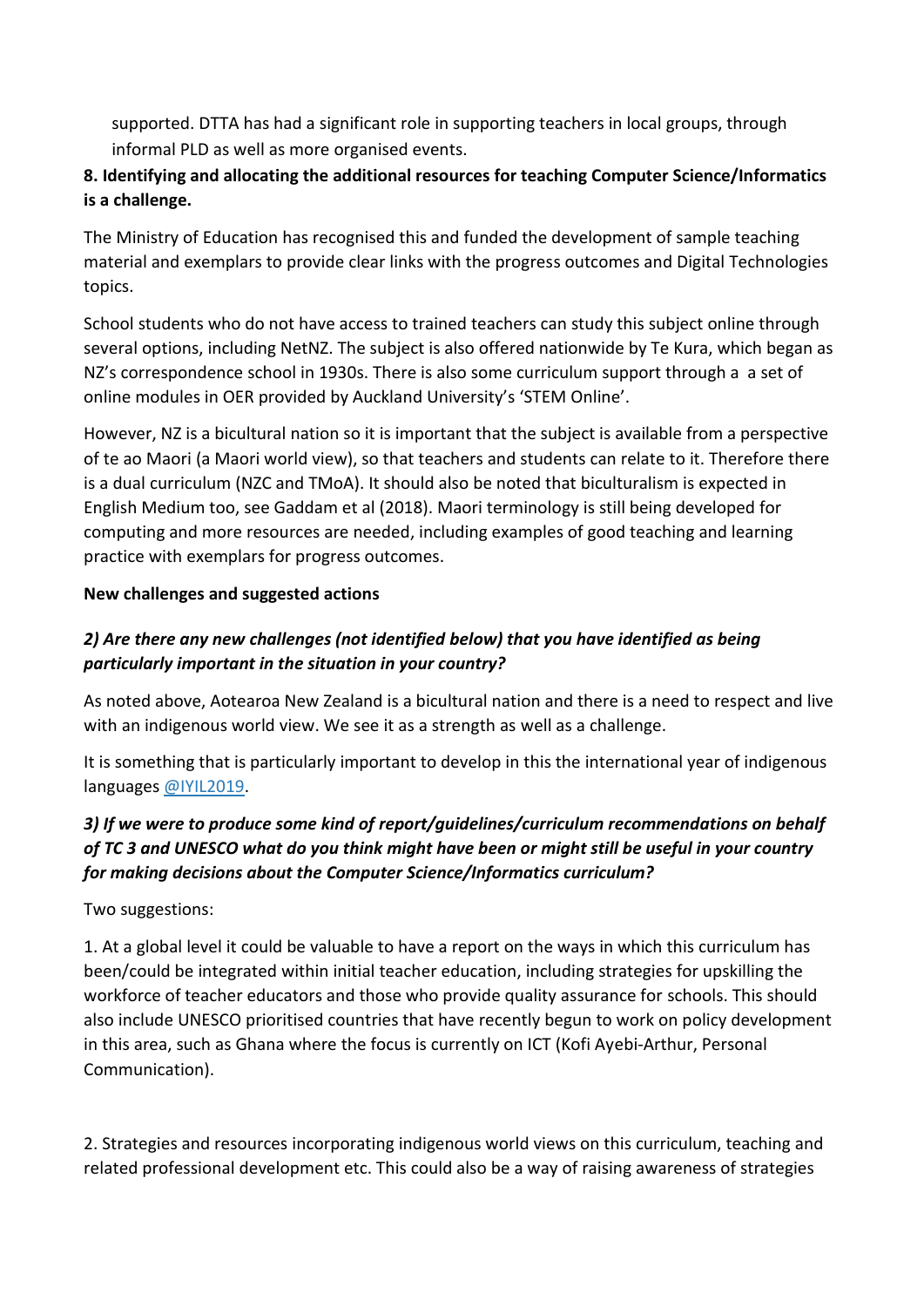supported. DTTA has had a significant role in supporting teachers in local groups, through informal PLD as well as more organised events.

**8. Identifying and allocating the additional resources for teaching Computer Science/Informatics is a challenge.**

The Ministry of Education has recognised this and funded the development of sample teaching material and exemplars to provide clear links with the progress outcomes and Digital Technologies topics.

School students who do not have access to trained teachers can study this subject online through several options, including NetNZ. The subject is also offered nationwide by Te Kura, which began as NZ's correspondence school in 1930s. There is also some curriculum support through a a set of online modules in OER provided by Auckland University's 'STEM Online'.

However, NZ is a bicultural nation so it is important that the subject is available from a perspective of te ao Maori (a Maori world view), so that teachers and students can relate to it. Therefore there is a dual curriculum (NZC and TMoA). It should also be noted that biculturalism is expected in English Medium too, see Gaddam et al (2018). Maori terminology is still being developed for computing and more resources are needed, including examples of good teaching and learning practice with exemplars for progress outcomes.

**New challenges and suggested actions**

***2) Are there any new challenges (not identified below) that you have identified as being particularly important in the situation in your country?***

As noted above, Aotearoa New Zealand is a bicultural nation and there is a need to respect and live with an indigenous world view. We see it as a strength as well as a challenge.

It is something that is particularly important to develop in this the international year of indigenous languages @IYIL2019.

***3) If we were to produce some kind of report/guidelines/curriculum recommendations on behalf of TC 3 and UNESCO what do you think might have been or might still be useful in your country for making decisions about the Computer Science/Informatics curriculum?***

Two suggestions:

1. At a global level it could be valuable to have a report on the ways in which this curriculum has been/could be integrated within initial teacher education, including strategies for upskilling the workforce of teacher educators and those who provide quality assurance for schools. This should also include UNESCO prioritised countries that have recently begun to work on policy development in this area, such as Ghana where the focus is currently on ICT (Kofi Ayebi-Arthur, Personal Communication).

2. Strategies and resources incorporating indigenous world views on this curriculum, teaching and related professional development etc. This could also be a way of raising awareness of strategies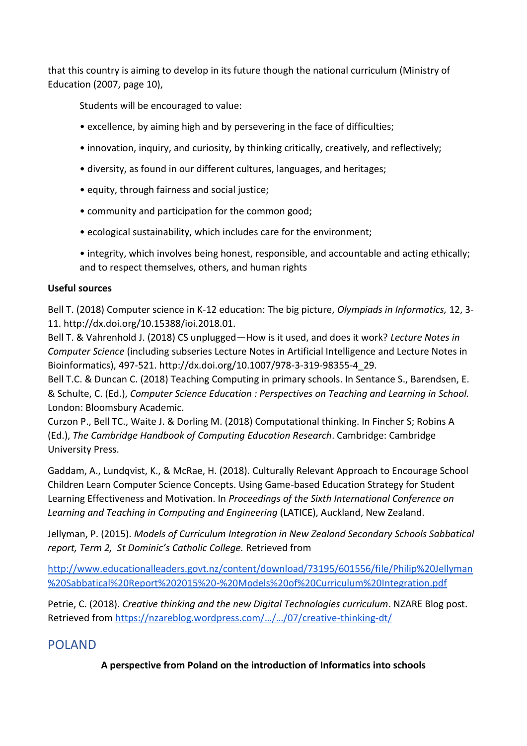that this country is aiming to develop in its future though the national curriculum (Ministry of Education (2007, page 10),

> Students will be encouraged to value:
>
> • excellence, by aiming high and by persevering in the face of difficulties;
>
> • innovation, inquiry, and curiosity, by thinking critically, creatively, and reflectively;
>
> • diversity, as found in our different cultures, languages, and heritages;
>
> • equity, through fairness and social justice;
>
> • community and participation for the common good;
>
> • ecological sustainability, which includes care for the environment;
>
> • integrity, which involves being honest, responsible, and accountable and acting ethically; and to respect themselves, others, and human rights

**Useful sources**

Bell T. (2018) Computer science in K-12 education: The big picture, *Olympiads in Informatics,* 12, 3-11. http://dx.doi.org/10.15388/ioi.2018.01.
Bell T. & Vahrenhold J. (2018) CS unplugged—How is it used, and does it work? *Lecture Notes in Computer Science* (including subseries Lecture Notes in Artificial Intelligence and Lecture Notes in Bioinformatics), 497-521. http://dx.doi.org/10.1007/978-3-319-98355-4_29.
Bell T.C. & Duncan C. (2018) Teaching Computing in primary schools. In Sentance S., Barendsen, E. & Schulte, C. (Ed.), *Computer Science Education : Perspectives on Teaching and Learning in School.* London: Bloomsbury Academic.
Curzon P., Bell TC., Waite J. & Dorling M. (2018) Computational thinking. In Fincher S; Robins A (Ed.), *The Cambridge Handbook of Computing Education Research*. Cambridge: Cambridge University Press.

Gaddam, A., Lundqvist, K., & McRae, H. (2018). Culturally Relevant Approach to Encourage School Children Learn Computer Science Concepts. Using Game-based Education Strategy for Student Learning Effectiveness and Motivation. In *Proceedings of the Sixth International Conference on Learning and Teaching in Computing and Engineering* (LATICE), Auckland, New Zealand.

Jellyman, P. (2015). *Models of Curriculum Integration in New Zealand Secondary Schools Sabbatical report, Term 2, St Dominic's Catholic College.* Retrieved from

http://www.educationalleaders.govt.nz/content/download/73195/601556/file/Philip%20Jellyman%20Sabbatical%20Report%202015%20-%20Models%20of%20Curriculum%20Integration.pdf

Petrie, C. (2018). *Creative thinking and the new Digital Technologies curriculum*. NZARE Blog post. Retrieved from https://nzareblog.wordpress.com/…/…/07/creative-thinking-dt/

## POLAND

**A perspective from Poland on the introduction of Informatics into schools**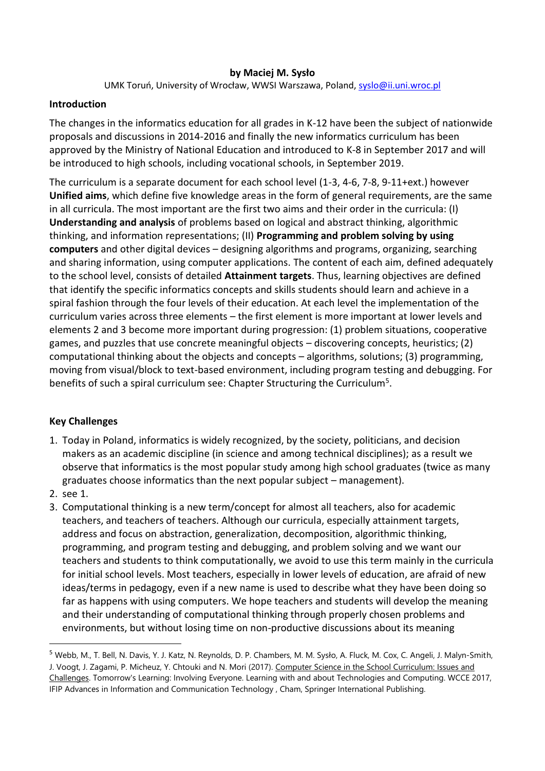**by Maciej M. Sysło**

UMK Toruń, University of Wrocław, WWSI Warszawa, Poland, syslo@ii.uni.wroc.pl

**Introduction**

The changes in the informatics education for all grades in K-12 have been the subject of nationwide proposals and discussions in 2014-2016 and finally the new informatics curriculum has been approved by the Ministry of National Education and introduced to K-8 in September 2017 and will be introduced to high schools, including vocational schools, in September 2019.

The curriculum is a separate document for each school level (1-3, 4-6, 7-8, 9-11+ext.) however **Unified aims**, which define five knowledge areas in the form of general requirements, are the same in all curricula. The most important are the first two aims and their order in the curricula: (I) **Understanding and analysis** of problems based on logical and abstract thinking, algorithmic thinking, and information representations; (II) **Programming and problem solving by using computers** and other digital devices – designing algorithms and programs, organizing, searching and sharing information, using computer applications. The content of each aim, defined adequately to the school level, consists of detailed **Attainment targets**. Thus, learning objectives are defined that identify the specific informatics concepts and skills students should learn and achieve in a spiral fashion through the four levels of their education. At each level the implementation of the curriculum varies across three elements – the first element is more important at lower levels and elements 2 and 3 become more important during progression: (1) problem situations, cooperative games, and puzzles that use concrete meaningful objects – discovering concepts, heuristics; (2) computational thinking about the objects and concepts – algorithms, solutions; (3) programming, moving from visual/block to text-based environment, including program testing and debugging. For benefits of such a spiral curriculum see: Chapter Structuring the Curriculum[5].

**Key Challenges**

1. Today in Poland, informatics is widely recognized, by the society, politicians, and decision makers as an academic discipline (in science and among technical disciplines); as a result we observe that informatics is the most popular study among high school graduates (twice as many graduates choose informatics than the next popular subject – management).
2. see 1.
3. Computational thinking is a new term/concept for almost all teachers, also for academic teachers, and teachers of teachers. Although our curricula, especially attainment targets, address and focus on abstraction, generalization, decomposition, algorithmic thinking, programming, and program testing and debugging, and problem solving and we want our teachers and students to think computationally, we avoid to use this term mainly in the curricula for initial school levels. Most teachers, especially in lower levels of education, are afraid of new ideas/terms in pedagogy, even if a new name is used to describe what they have been doing so far as happens with using computers. We hope teachers and students will develop the meaning and their understanding of computational thinking through properly chosen problems and environments, but without losing time on non-productive discussions about its meaning

---

[5] Webb, M., T. Bell, N. Davis, Y. J. Katz, N. Reynolds, D. P. Chambers, M. M. Sysło, A. Fluck, M. Cox, C. Angeli, J. Malyn-Smith, J. Voogt, J. Zagami, P. Micheuz, Y. Chtouki and N. Mori (2017). Computer Science in the School Curriculum: Issues and Challenges. Tomorrow's Learning: Involving Everyone. Learning with and about Technologies and Computing. WCCE 2017, IFIP Advances in Information and Communication Technology , Cham, Springer International Publishing.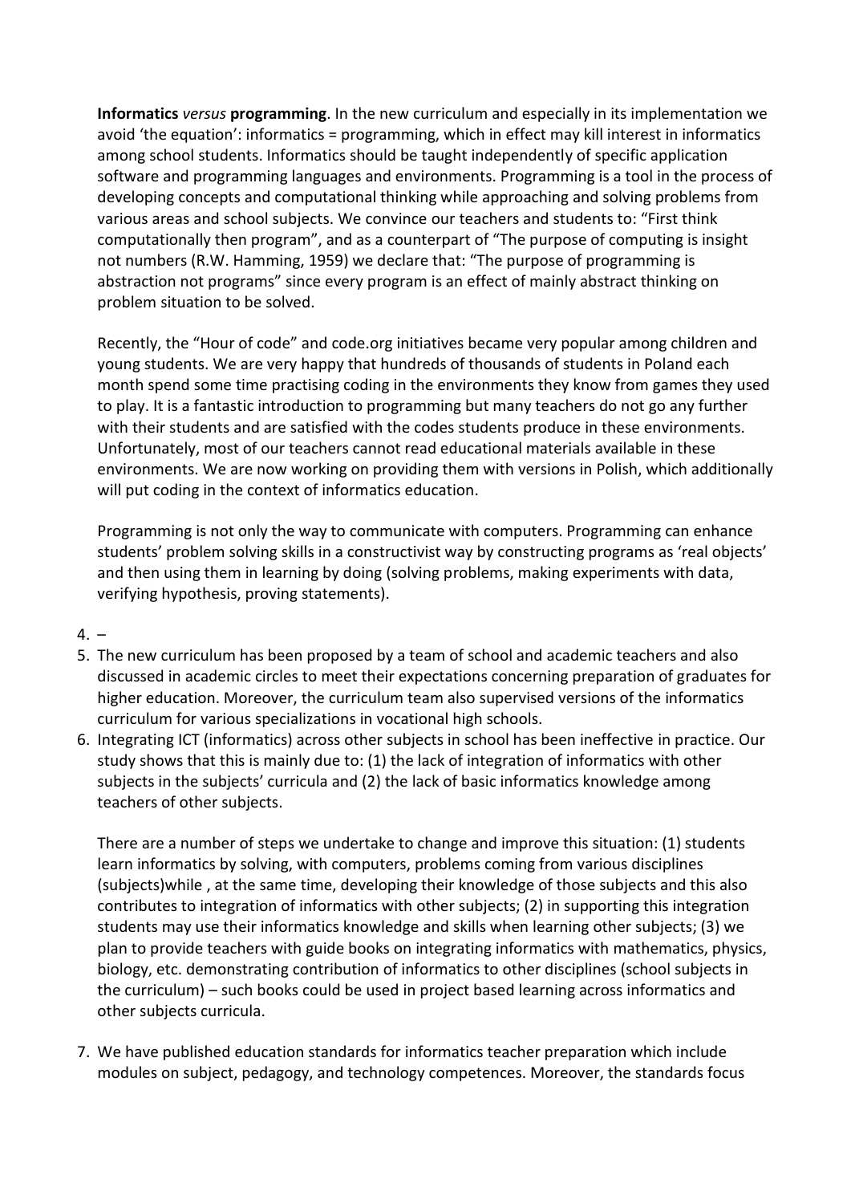**Informatics** *versus* **programming**. In the new curriculum and especially in its implementation we avoid 'the equation': informatics = programming, which in effect may kill interest in informatics among school students. Informatics should be taught independently of specific application software and programming languages and environments. Programming is a tool in the process of developing concepts and computational thinking while approaching and solving problems from various areas and school subjects. We convince our teachers and students to: "First think computationally then program", and as a counterpart of "The purpose of computing is insight not numbers (R.W. Hamming, 1959) we declare that: "The purpose of programming is abstraction not programs" since every program is an effect of mainly abstract thinking on problem situation to be solved.

Recently, the "Hour of code" and code.org initiatives became very popular among children and young students. We are very happy that hundreds of thousands of students in Poland each month spend some time practising coding in the environments they know from games they used to play. It is a fantastic introduction to programming but many teachers do not go any further with their students and are satisfied with the codes students produce in these environments. Unfortunately, most of our teachers cannot read educational materials available in these environments. We are now working on providing them with versions in Polish, which additionally will put coding in the context of informatics education.

Programming is not only the way to communicate with computers. Programming can enhance students' problem solving skills in a constructivist way by constructing programs as 'real objects' and then using them in learning by doing (solving problems, making experiments with data, verifying hypothesis, proving statements).

4. –
5. The new curriculum has been proposed by a team of school and academic teachers and also discussed in academic circles to meet their expectations concerning preparation of graduates for higher education. Moreover, the curriculum team also supervised versions of the informatics curriculum for various specializations in vocational high schools.
6. Integrating ICT (informatics) across other subjects in school has been ineffective in practice. Our study shows that this is mainly due to: (1) the lack of integration of informatics with other subjects in the subjects' curricula and (2) the lack of basic informatics knowledge among teachers of other subjects.

   There are a number of steps we undertake to change and improve this situation: (1) students learn informatics by solving, with computers, problems coming from various disciplines (subjects)while , at the same time, developing their knowledge of those subjects and this also contributes to integration of informatics with other subjects; (2) in supporting this integration students may use their informatics knowledge and skills when learning other subjects; (3) we plan to provide teachers with guide books on integrating informatics with mathematics, physics, biology, etc. demonstrating contribution of informatics to other disciplines (school subjects in the curriculum) – such books could be used in project based learning across informatics and other subjects curricula.

7. We have published education standards for informatics teacher preparation which include modules on subject, pedagogy, and technology competences. Moreover, the standards focus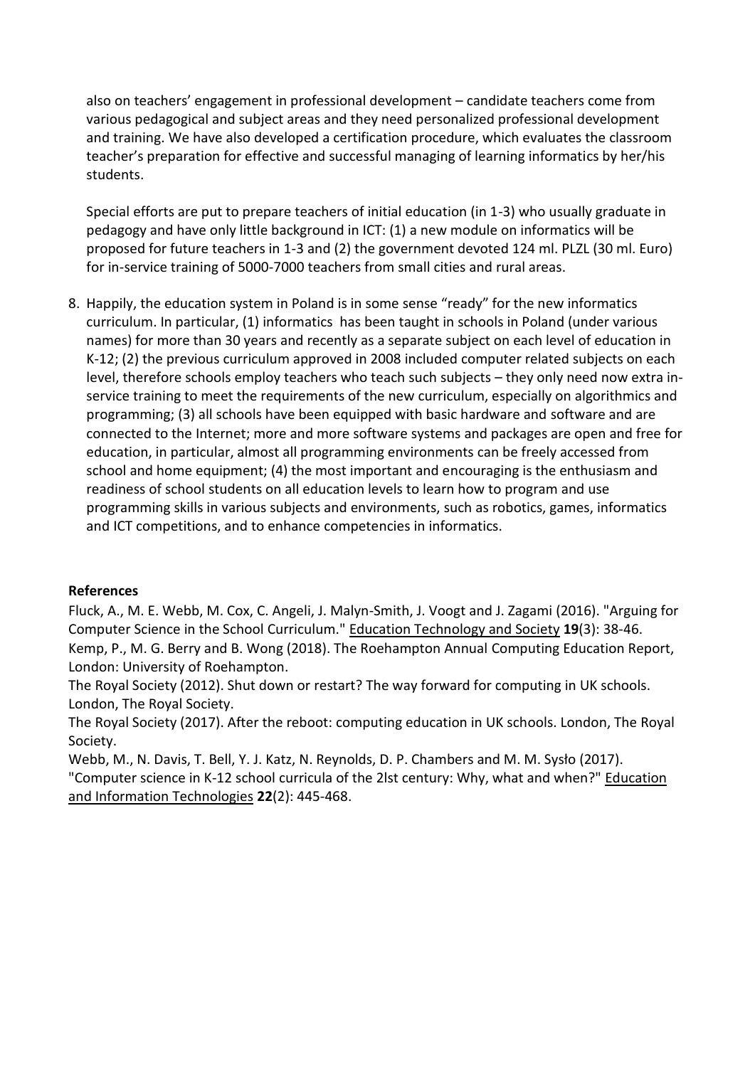also on teachers' engagement in professional development – candidate teachers come from various pedagogical and subject areas and they need personalized professional development and training. We have also developed a certification procedure, which evaluates the classroom teacher's preparation for effective and successful managing of learning informatics by her/his students.

Special efforts are put to prepare teachers of initial education (in 1-3) who usually graduate in pedagogy and have only little background in ICT: (1) a new module on informatics will be proposed for future teachers in 1-3 and (2) the government devoted 124 ml. PLZL (30 ml. Euro) for in-service training of 5000-7000 teachers from small cities and rural areas.

8. Happily, the education system in Poland is in some sense "ready" for the new informatics curriculum. In particular, (1) informatics has been taught in schools in Poland (under various names) for more than 30 years and recently as a separate subject on each level of education in K-12; (2) the previous curriculum approved in 2008 included computer related subjects on each level, therefore schools employ teachers who teach such subjects – they only need now extra in-service training to meet the requirements of the new curriculum, especially on algorithmics and programming; (3) all schools have been equipped with basic hardware and software and are connected to the Internet; more and more software systems and packages are open and free for education, in particular, almost all programming environments can be freely accessed from school and home equipment; (4) the most important and encouraging is the enthusiasm and readiness of school students on all education levels to learn how to program and use programming skills in various subjects and environments, such as robotics, games, informatics and ICT competitions, and to enhance competencies in informatics.

**References**

Fluck, A., M. E. Webb, M. Cox, C. Angeli, J. Malyn-Smith, J. Voogt and J. Zagami (2016). "Arguing for Computer Science in the School Curriculum." Education Technology and Society **19**(3): 38-46.

Kemp, P., M. G. Berry and B. Wong (2018). The Roehampton Annual Computing Education Report, London: University of Roehampton.

The Royal Society (2012). Shut down or restart? The way forward for computing in UK schools. London, The Royal Society.

The Royal Society (2017). After the reboot: computing education in UK schools. London, The Royal Society.

Webb, M., N. Davis, T. Bell, Y. J. Katz, N. Reynolds, D. P. Chambers and M. M. Sysło (2017). "Computer science in K-12 school curricula of the 2lst century: Why, what and when?" Education and Information Technologies **22**(2): 445-468.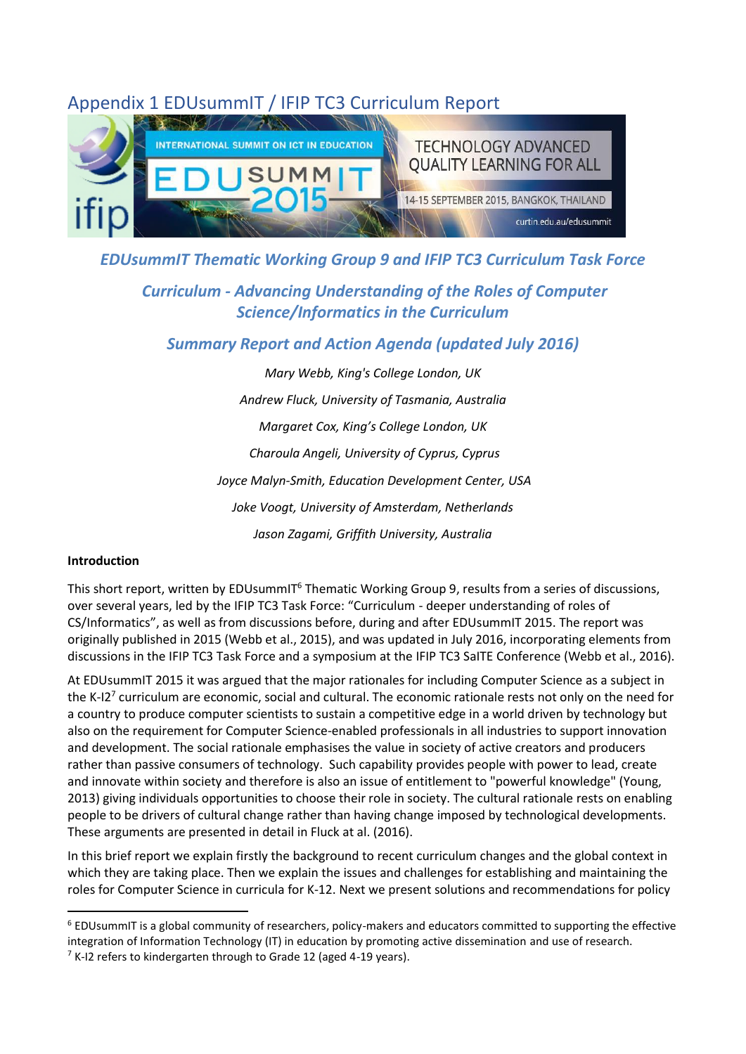# Appendix 1 EDUsummIT / IFIP TC3 Curriculum Report

## *EDUsummIT Thematic Working Group 9 and IFIP TC3 Curriculum Task Force*

## *Curriculum - Advancing Understanding of the Roles of Computer Science/Informatics in the Curriculum*

## *Summary Report and Action Agenda (updated July 2016)*

*Mary Webb, King's College London, UK*

*Andrew Fluck, University of Tasmania, Australia*

*Margaret Cox, King's College London, UK*

*Charoula Angeli, University of Cyprus, Cyprus*

*Joyce Malyn-Smith, Education Development Center, USA*

*Joke Voogt, University of Amsterdam, Netherlands*

*Jason Zagami, Griffith University, Australia*

**Introduction**

This short report, written by EDUsummIT[6] Thematic Working Group 9, results from a series of discussions, over several years, led by the IFIP TC3 Task Force: "Curriculum - deeper understanding of roles of CS/Informatics", as well as from discussions before, during and after EDUsummIT 2015. The report was originally published in 2015 (Webb et al., 2015), and was updated in July 2016, incorporating elements from discussions in the IFIP TC3 Task Force and a symposium at the IFIP TC3 SaITE Conference (Webb et al., 2016).

At EDUsummIT 2015 it was argued that the major rationales for including Computer Science as a subject in the K-I2[7] curriculum are economic, social and cultural. The economic rationale rests not only on the need for a country to produce computer scientists to sustain a competitive edge in a world driven by technology but also on the requirement for Computer Science-enabled professionals in all industries to support innovation and development. The social rationale emphasises the value in society of active creators and producers rather than passive consumers of technology. Such capability provides people with power to lead, create and innovate within society and therefore is also an issue of entitlement to "powerful knowledge" (Young, 2013) giving individuals opportunities to choose their role in society. The cultural rationale rests on enabling people to be drivers of cultural change rather than having change imposed by technological developments. These arguments are presented in detail in Fluck at al. (2016).

In this brief report we explain firstly the background to recent curriculum changes and the global context in which they are taking place. Then we explain the issues and challenges for establishing and maintaining the roles for Computer Science in curricula for K-12. Next we present solutions and recommendations for policy

---

[6] EDUsummIT is a global community of researchers, policy-makers and educators committed to supporting the effective integration of Information Technology (IT) in education by promoting active dissemination and use of research.

[7] K-I2 refers to kindergarten through to Grade 12 (aged 4-19 years).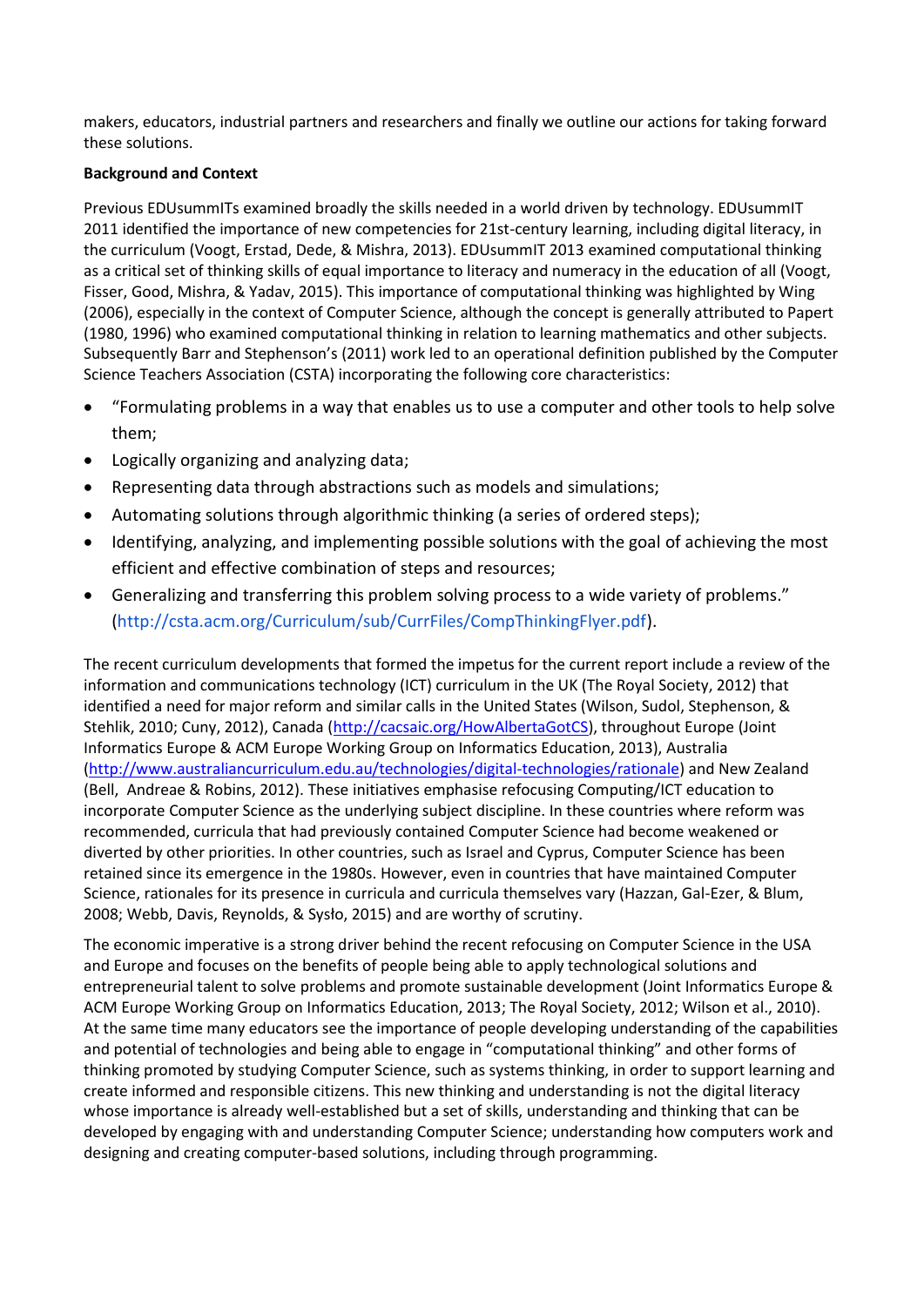makers, educators, industrial partners and researchers and finally we outline our actions for taking forward these solutions.

**Background and Context**

Previous EDUsummITs examined broadly the skills needed in a world driven by technology. EDUsummIT 2011 identified the importance of new competencies for 21st-century learning, including digital literacy, in the curriculum (Voogt, Erstad, Dede, & Mishra, 2013). EDUsummIT 2013 examined computational thinking as a critical set of thinking skills of equal importance to literacy and numeracy in the education of all (Voogt, Fisser, Good, Mishra, & Yadav, 2015). This importance of computational thinking was highlighted by Wing (2006), especially in the context of Computer Science, although the concept is generally attributed to Papert (1980, 1996) who examined computational thinking in relation to learning mathematics and other subjects. Subsequently Barr and Stephenson's (2011) work led to an operational definition published by the Computer Science Teachers Association (CSTA) incorporating the following core characteristics:

- "Formulating problems in a way that enables us to use a computer and other tools to help solve them;
- Logically organizing and analyzing data;
- Representing data through abstractions such as models and simulations;
- Automating solutions through algorithmic thinking (a series of ordered steps);
- Identifying, analyzing, and implementing possible solutions with the goal of achieving the most efficient and effective combination of steps and resources;
- Generalizing and transferring this problem solving process to a wide variety of problems." (http://csta.acm.org/Curriculum/sub/CurrFiles/CompThinkingFlyer.pdf).

The recent curriculum developments that formed the impetus for the current report include a review of the information and communications technology (ICT) curriculum in the UK (The Royal Society, 2012) that identified a need for major reform and similar calls in the United States (Wilson, Sudol, Stephenson, & Stehlik, 2010; Cuny, 2012), Canada (http://cacsaic.org/HowAlbertaGotCS), throughout Europe (Joint Informatics Europe & ACM Europe Working Group on Informatics Education, 2013), Australia (http://www.australiancurriculum.edu.au/technologies/digital-technologies/rationale) and New Zealand (Bell, Andreae & Robins, 2012). These initiatives emphasise refocusing Computing/ICT education to incorporate Computer Science as the underlying subject discipline. In these countries where reform was recommended, curricula that had previously contained Computer Science had become weakened or diverted by other priorities. In other countries, such as Israel and Cyprus, Computer Science has been retained since its emergence in the 1980s. However, even in countries that have maintained Computer Science, rationales for its presence in curricula and curricula themselves vary (Hazzan, Gal-Ezer, & Blum, 2008; Webb, Davis, Reynolds, & Sysło, 2015) and are worthy of scrutiny.

The economic imperative is a strong driver behind the recent refocusing on Computer Science in the USA and Europe and focuses on the benefits of people being able to apply technological solutions and entrepreneurial talent to solve problems and promote sustainable development (Joint Informatics Europe & ACM Europe Working Group on Informatics Education, 2013; The Royal Society, 2012; Wilson et al., 2010). At the same time many educators see the importance of people developing understanding of the capabilities and potential of technologies and being able to engage in "computational thinking" and other forms of thinking promoted by studying Computer Science, such as systems thinking, in order to support learning and create informed and responsible citizens. This new thinking and understanding is not the digital literacy whose importance is already well-established but a set of skills, understanding and thinking that can be developed by engaging with and understanding Computer Science; understanding how computers work and designing and creating computer-based solutions, including through programming.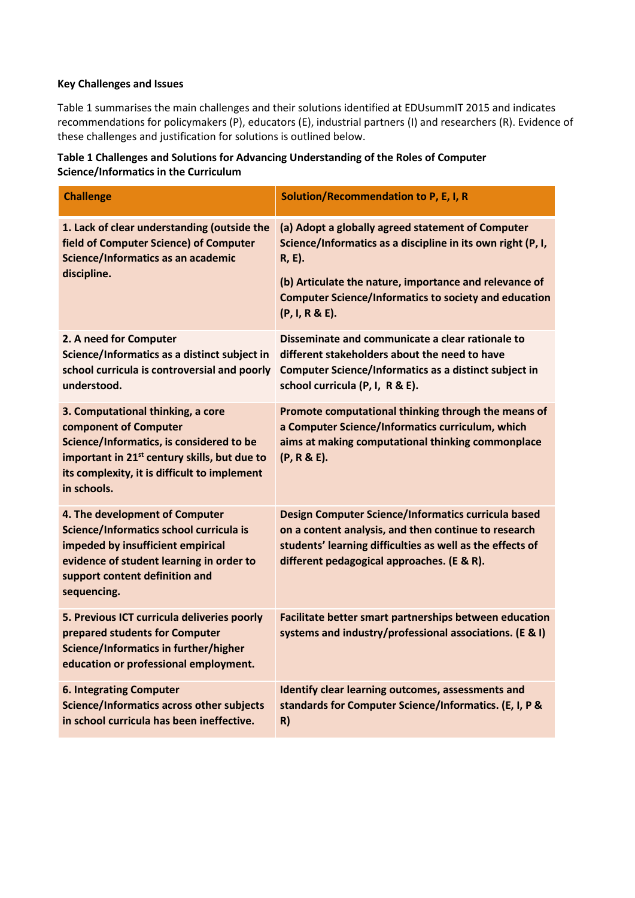**Key Challenges and Issues**

Table 1 summarises the main challenges and their solutions identified at EDUsummIT 2015 and indicates recommendations for policymakers (P), educators (E), industrial partners (I) and researchers (R). Evidence of these challenges and justification for solutions is outlined below.

**Table 1 Challenges and Solutions for Advancing Understanding of the Roles of Computer Science/Informatics in the Curriculum**

| Challenge | Solution/Recommendation to P, E, I, R |
|---|---|
| **1. Lack of clear understanding (outside the field of Computer Science) of Computer Science/Informatics as an academic discipline.** | **(a) Adopt a globally agreed statement of Computer Science/Informatics as a discipline in its own right (P, I, R, E).** <br><br> **(b) Articulate the nature, importance and relevance of Computer Science/Informatics to society and education (P, I, R & E).** |
| **2. A need for Computer Science/Informatics as a distinct subject in school curricula is controversial and poorly understood.** | **Disseminate and communicate a clear rationale to different stakeholders about the need to have Computer Science/Informatics as a distinct subject in school curricula (P, I, R & E).** |
| **3. Computational thinking, a core component of Computer Science/Informatics, is considered to be important in 21st century skills, but due to its complexity, it is difficult to implement in schools.** | **Promote computational thinking through the means of a Computer Science/Informatics curriculum, which aims at making computational thinking commonplace (P, R & E).** |
| **4. The development of Computer Science/Informatics school curricula is impeded by insufficient empirical evidence of student learning in order to support content definition and sequencing.** | **Design Computer Science/Informatics curricula based on a content analysis, and then continue to research students' learning difficulties as well as the effects of different pedagogical approaches. (E & R).** |
| **5. Previous ICT curricula deliveries poorly prepared students for Computer Science/Informatics in further/higher education or professional employment.** | **Facilitate better smart partnerships between education systems and industry/professional associations. (E & I)** |
| **6. Integrating Computer Science/Informatics across other subjects in school curricula has been ineffective.** | **Identify clear learning outcomes, assessments and standards for Computer Science/Informatics. (E, I, P & R)** |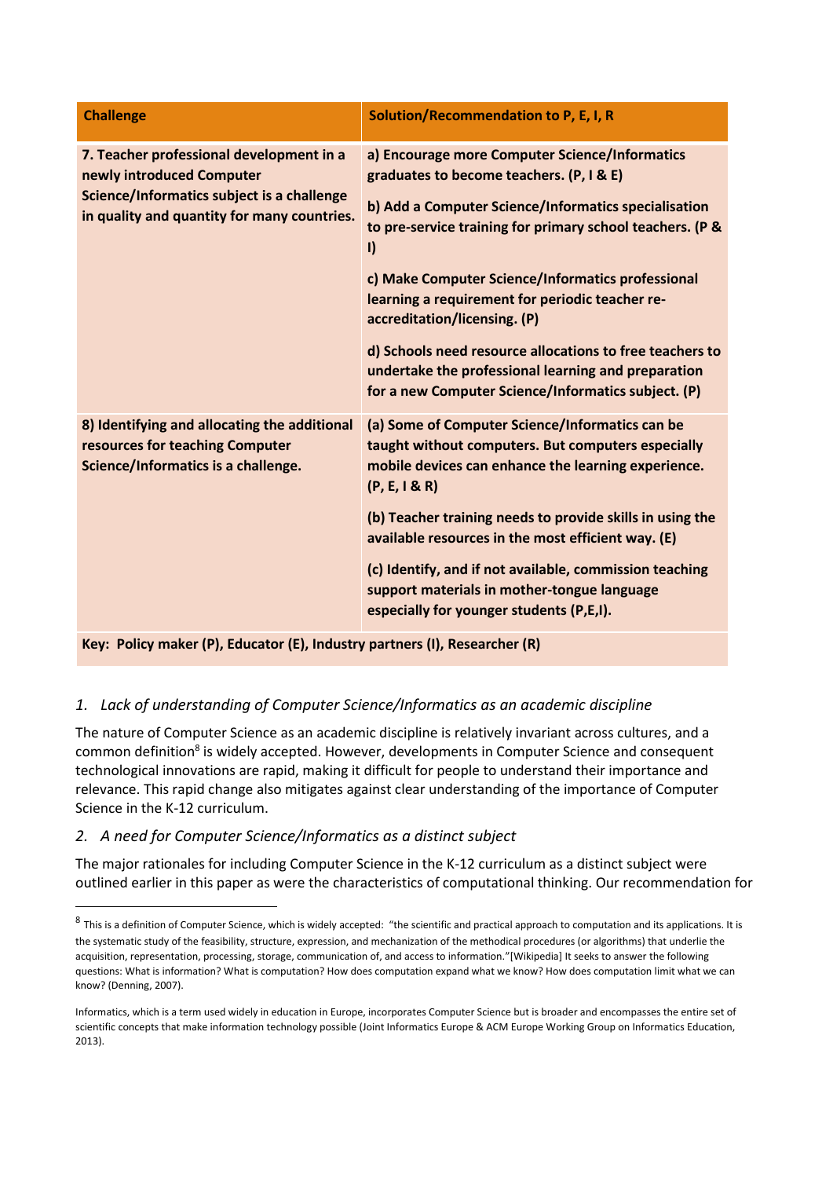| Challenge | Solution/Recommendation to P, E, I, R |
|---|---|
| **7. Teacher professional development in a newly introduced Computer Science/Informatics subject is a challenge in quality and quantity for many countries.** | **a) Encourage more Computer Science/Informatics graduates to become teachers. (P, I & E)**<br><br>**b) Add a Computer Science/Informatics specialisation to pre-service training for primary school teachers. (P & I)**<br><br>**c) Make Computer Science/Informatics professional learning a requirement for periodic teacher re-accreditation/licensing. (P)**<br><br>**d) Schools need resource allocations to free teachers to undertake the professional learning and preparation for a new Computer Science/Informatics subject. (P)** |
| **8) Identifying and allocating the additional resources for teaching Computer Science/Informatics is a challenge.** | **(a) Some of Computer Science/Informatics can be taught without computers. But computers especially mobile devices can enhance the learning experience. (P, E, I & R)**<br><br>**(b) Teacher training needs to provide skills in using the available resources in the most efficient way. (E)**<br><br>**(c) Identify, and if not available, commission teaching support materials in mother-tongue language especially for younger students (P,E,I).** |

**Key: Policy maker (P), Educator (E), Industry partners (I), Researcher (R)**

### *1. Lack of understanding of Computer Science/Informatics as an academic discipline*

The nature of Computer Science as an academic discipline is relatively invariant across cultures, and a common definition[8] is widely accepted. However, developments in Computer Science and consequent technological innovations are rapid, making it difficult for people to understand their importance and relevance. This rapid change also mitigates against clear understanding of the importance of Computer Science in the K-12 curriculum.

### *2. A need for Computer Science/Informatics as a distinct subject*

The major rationales for including Computer Science in the K-12 curriculum as a distinct subject were outlined earlier in this paper as were the characteristics of computational thinking. Our recommendation for

---

[8] This is a definition of Computer Science, which is widely accepted: "the scientific and practical approach to computation and its applications. It is the systematic study of the feasibility, structure, expression, and mechanization of the methodical procedures (or algorithms) that underlie the acquisition, representation, processing, storage, communication of, and access to information."[Wikipedia] It seeks to answer the following questions: What is information? What is computation? How does computation expand what we know? How does computation limit what we can know? (Denning, 2007).

Informatics, which is a term used widely in education in Europe, incorporates Computer Science but is broader and encompasses the entire set of scientific concepts that make information technology possible (Joint Informatics Europe & ACM Europe Working Group on Informatics Education, 2013).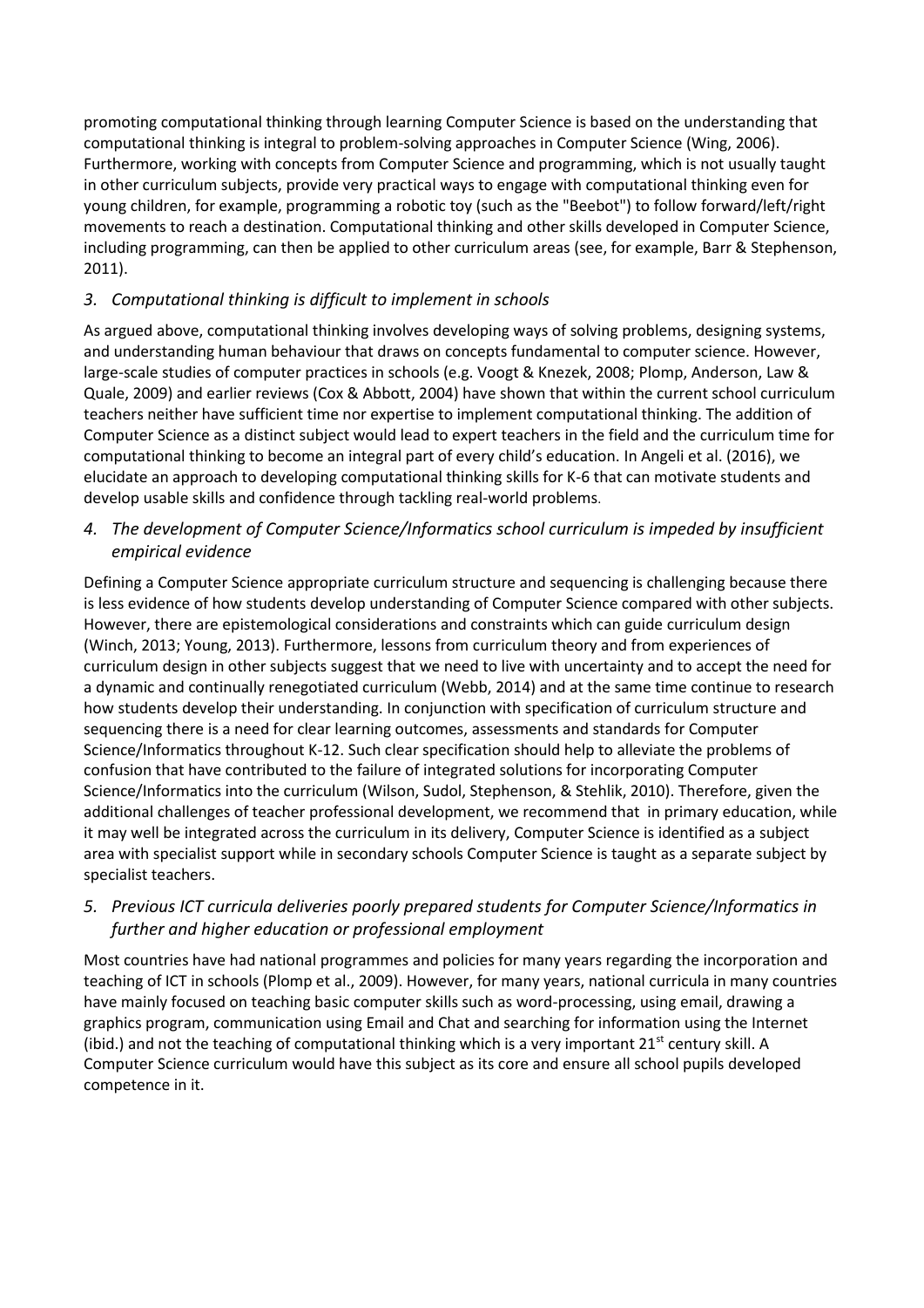promoting computational thinking through learning Computer Science is based on the understanding that computational thinking is integral to problem-solving approaches in Computer Science (Wing, 2006). Furthermore, working with concepts from Computer Science and programming, which is not usually taught in other curriculum subjects, provide very practical ways to engage with computational thinking even for young children, for example, programming a robotic toy (such as the "Beebot") to follow forward/left/right movements to reach a destination. Computational thinking and other skills developed in Computer Science, including programming, can then be applied to other curriculum areas (see, for example, Barr & Stephenson, 2011).

### *3. Computational thinking is difficult to implement in schools*

As argued above, computational thinking involves developing ways of solving problems, designing systems, and understanding human behaviour that draws on concepts fundamental to computer science. However, large-scale studies of computer practices in schools (e.g. Voogt & Knezek, 2008; Plomp, Anderson, Law & Quale, 2009) and earlier reviews (Cox & Abbott, 2004) have shown that within the current school curriculum teachers neither have sufficient time nor expertise to implement computational thinking. The addition of Computer Science as a distinct subject would lead to expert teachers in the field and the curriculum time for computational thinking to become an integral part of every child's education. In Angeli et al. (2016), we elucidate an approach to developing computational thinking skills for K-6 that can motivate students and develop usable skills and confidence through tackling real-world problems.

### *4. The development of Computer Science/Informatics school curriculum is impeded by insufficient empirical evidence*

Defining a Computer Science appropriate curriculum structure and sequencing is challenging because there is less evidence of how students develop understanding of Computer Science compared with other subjects. However, there are epistemological considerations and constraints which can guide curriculum design (Winch, 2013; Young, 2013). Furthermore, lessons from curriculum theory and from experiences of curriculum design in other subjects suggest that we need to live with uncertainty and to accept the need for a dynamic and continually renegotiated curriculum (Webb, 2014) and at the same time continue to research how students develop their understanding. In conjunction with specification of curriculum structure and sequencing there is a need for clear learning outcomes, assessments and standards for Computer Science/Informatics throughout K-12. Such clear specification should help to alleviate the problems of confusion that have contributed to the failure of integrated solutions for incorporating Computer Science/Informatics into the curriculum (Wilson, Sudol, Stephenson, & Stehlik, 2010). Therefore, given the additional challenges of teacher professional development, we recommend that in primary education, while it may well be integrated across the curriculum in its delivery, Computer Science is identified as a subject area with specialist support while in secondary schools Computer Science is taught as a separate subject by specialist teachers.

### *5. Previous ICT curricula deliveries poorly prepared students for Computer Science/Informatics in further and higher education or professional employment*

Most countries have had national programmes and policies for many years regarding the incorporation and teaching of ICT in schools (Plomp et al., 2009). However, for many years, national curricula in many countries have mainly focused on teaching basic computer skills such as word-processing, using email, drawing a graphics program, communication using Email and Chat and searching for information using the Internet (ibid.) and not the teaching of computational thinking which is a very important 21st century skill. A Computer Science curriculum would have this subject as its core and ensure all school pupils developed competence in it.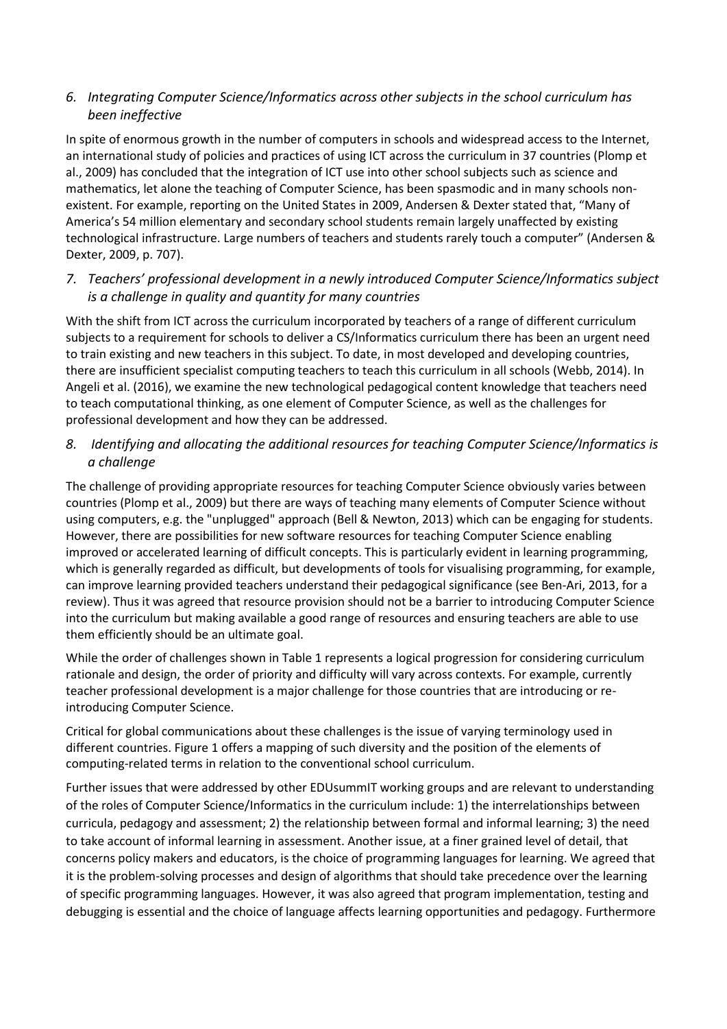### *6. Integrating Computer Science/Informatics across other subjects in the school curriculum has been ineffective*

In spite of enormous growth in the number of computers in schools and widespread access to the Internet, an international study of policies and practices of using ICT across the curriculum in 37 countries (Plomp et al., 2009) has concluded that the integration of ICT use into other school subjects such as science and mathematics, let alone the teaching of Computer Science, has been spasmodic and in many schools non-existent. For example, reporting on the United States in 2009, Andersen & Dexter stated that, "Many of America's 54 million elementary and secondary school students remain largely unaffected by existing technological infrastructure. Large numbers of teachers and students rarely touch a computer" (Andersen & Dexter, 2009, p. 707).

### *7. Teachers' professional development in a newly introduced Computer Science/Informatics subject is a challenge in quality and quantity for many countries*

With the shift from ICT across the curriculum incorporated by teachers of a range of different curriculum subjects to a requirement for schools to deliver a CS/Informatics curriculum there has been an urgent need to train existing and new teachers in this subject. To date, in most developed and developing countries, there are insufficient specialist computing teachers to teach this curriculum in all schools (Webb, 2014). In Angeli et al. (2016), we examine the new technological pedagogical content knowledge that teachers need to teach computational thinking, as one element of Computer Science, as well as the challenges for professional development and how they can be addressed.

### *8. Identifying and allocating the additional resources for teaching Computer Science/Informatics is a challenge*

The challenge of providing appropriate resources for teaching Computer Science obviously varies between countries (Plomp et al., 2009) but there are ways of teaching many elements of Computer Science without using computers, e.g. the "unplugged" approach (Bell & Newton, 2013) which can be engaging for students. However, there are possibilities for new software resources for teaching Computer Science enabling improved or accelerated learning of difficult concepts. This is particularly evident in learning programming, which is generally regarded as difficult, but developments of tools for visualising programming, for example, can improve learning provided teachers understand their pedagogical significance (see Ben-Ari, 2013, for a review). Thus it was agreed that resource provision should not be a barrier to introducing Computer Science into the curriculum but making available a good range of resources and ensuring teachers are able to use them efficiently should be an ultimate goal.

While the order of challenges shown in Table 1 represents a logical progression for considering curriculum rationale and design, the order of priority and difficulty will vary across contexts. For example, currently teacher professional development is a major challenge for those countries that are introducing or re-introducing Computer Science.

Critical for global communications about these challenges is the issue of varying terminology used in different countries. Figure 1 offers a mapping of such diversity and the position of the elements of computing-related terms in relation to the conventional school curriculum.

Further issues that were addressed by other EDUsummIT working groups and are relevant to understanding of the roles of Computer Science/Informatics in the curriculum include: 1) the interrelationships between curricula, pedagogy and assessment; 2) the relationship between formal and informal learning; 3) the need to take account of informal learning in assessment. Another issue, at a finer grained level of detail, that concerns policy makers and educators, is the choice of programming languages for learning. We agreed that it is the problem-solving processes and design of algorithms that should take precedence over the learning of specific programming languages. However, it was also agreed that program implementation, testing and debugging is essential and the choice of language affects learning opportunities and pedagogy. Furthermore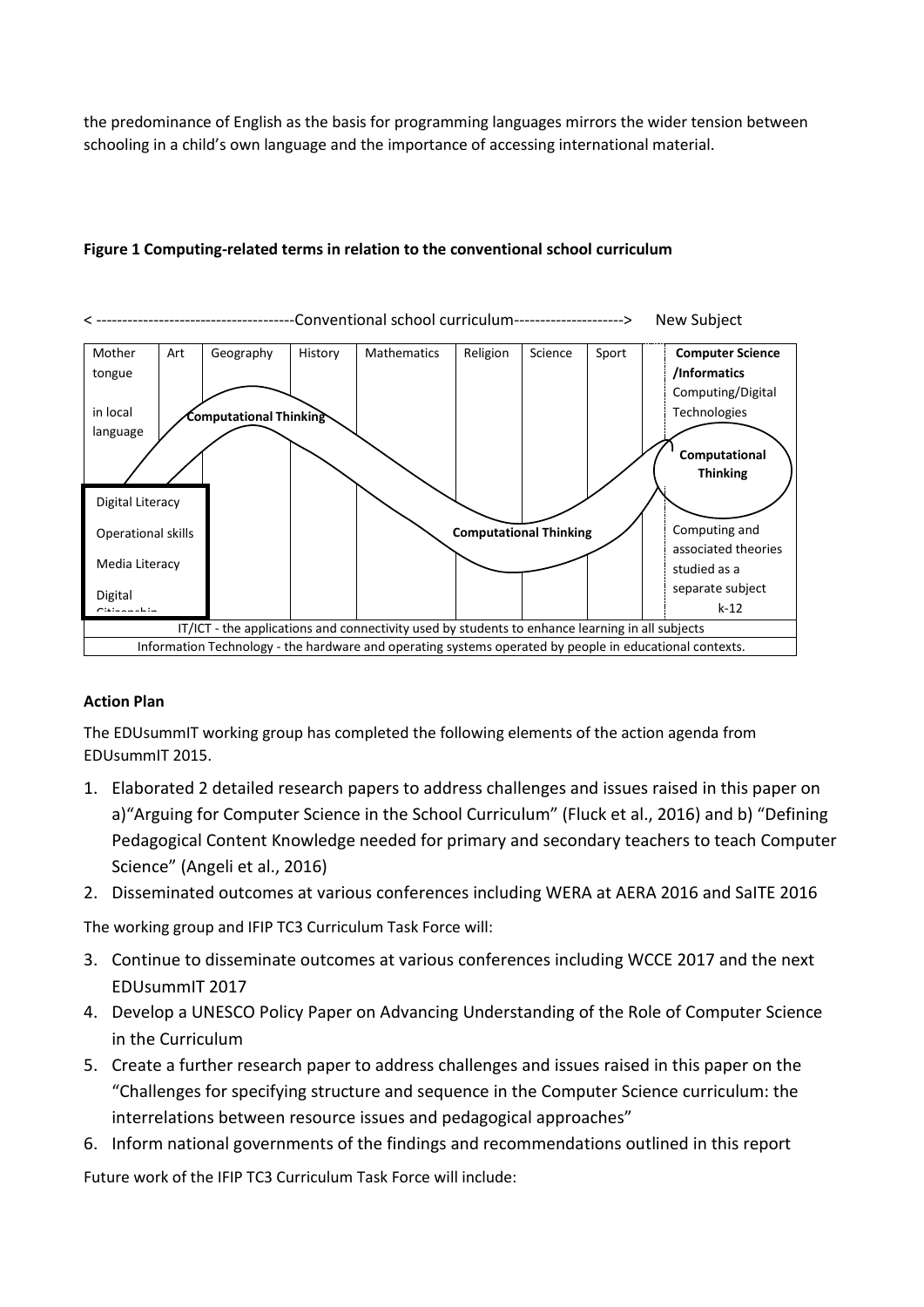the predominance of English as the basis for programming languages mirrors the wider tension between schooling in a child's own language and the importance of accessing international material.

**Figure 1 Computing-related terms in relation to the conventional school curriculum**

< --------------------------------------Conventional school curriculum---------------------> New Subject

| Mother tongue in local language | Art | Geography | History | Mathematics | Religion | Science | Sport | | **Computer Science /Informatics** Computing/Digital Technologies |
|---|---|---|---|---|---|---|---|---|---|
| Digital Literacy<br>Operational skills<br>Media Literacy<br>Digital Citizenship | | **Computational Thinking** | | | **Computational Thinking** | | | | **Computational Thinking**<br>Computing and associated theories studied as a separate subject k-12 |
| IT/ICT - the applications and connectivity used by students to enhance learning in all subjects | | | | | | | | | |
| Information Technology - the hardware and operating systems operated by people in educational contexts. | | | | | | | | | |

**Action Plan**

The EDUsummIT working group has completed the following elements of the action agenda from EDUsummIT 2015.

1. Elaborated 2 detailed research papers to address challenges and issues raised in this paper on a)"Arguing for Computer Science in the School Curriculum" (Fluck et al., 2016) and b) "Defining Pedagogical Content Knowledge needed for primary and secondary teachers to teach Computer Science" (Angeli et al., 2016)
2. Disseminated outcomes at various conferences including WERA at AERA 2016 and SaITE 2016

The working group and IFIP TC3 Curriculum Task Force will:

3. Continue to disseminate outcomes at various conferences including WCCE 2017 and the next EDUsummIT 2017
4. Develop a UNESCO Policy Paper on Advancing Understanding of the Role of Computer Science in the Curriculum
5. Create a further research paper to address challenges and issues raised in this paper on the "Challenges for specifying structure and sequence in the Computer Science curriculum: the interrelations between resource issues and pedagogical approaches"
6. Inform national governments of the findings and recommendations outlined in this report

Future work of the IFIP TC3 Curriculum Task Force will include: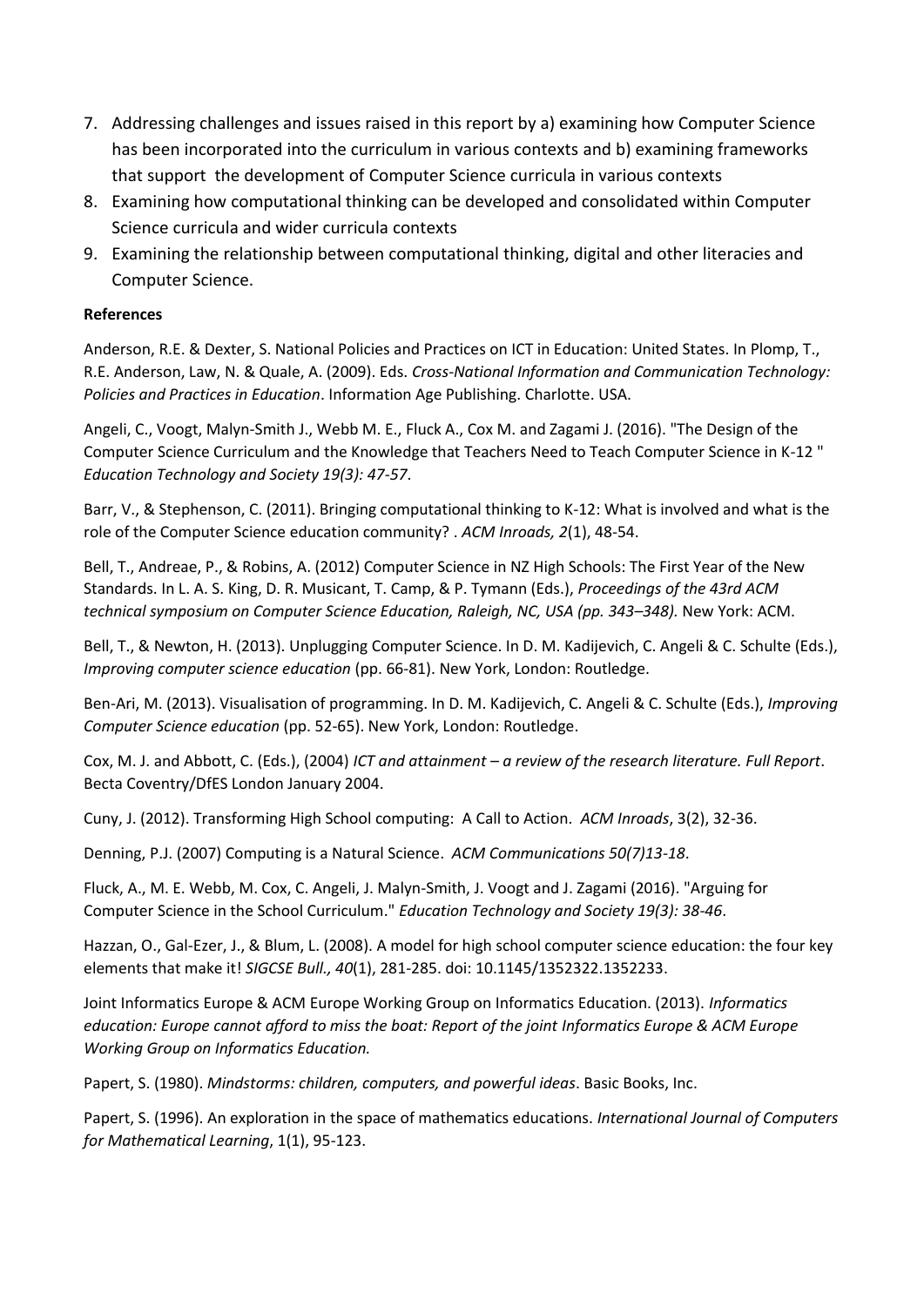7. Addressing challenges and issues raised in this report by a) examining how Computer Science has been incorporated into the curriculum in various contexts and b) examining frameworks that support the development of Computer Science curricula in various contexts
8. Examining how computational thinking can be developed and consolidated within Computer Science curricula and wider curricula contexts
9. Examining the relationship between computational thinking, digital and other literacies and Computer Science.

**References**

Anderson, R.E. & Dexter, S. National Policies and Practices on ICT in Education: United States. In Plomp, T., R.E. Anderson, Law, N. & Quale, A. (2009). Eds. *Cross-National Information and Communication Technology: Policies and Practices in Education*. Information Age Publishing. Charlotte. USA.

Angeli, C., Voogt, Malyn-Smith J., Webb M. E., Fluck A., Cox M. and Zagami J. (2016). "The Design of the Computer Science Curriculum and the Knowledge that Teachers Need to Teach Computer Science in K-12 " *Education Technology and Society 19(3): 47-57*.

Barr, V., & Stephenson, C. (2011). Bringing computational thinking to K-12: What is involved and what is the role of the Computer Science education community? . *ACM Inroads, 2*(1), 48-54.

Bell, T., Andreae, P., & Robins, A. (2012) Computer Science in NZ High Schools: The First Year of the New Standards. In L. A. S. King, D. R. Musicant, T. Camp, & P. Tymann (Eds.), *Proceedings of the 43rd ACM technical symposium on Computer Science Education, Raleigh, NC, USA (pp. 343–348).* New York: ACM.

Bell, T., & Newton, H. (2013). Unplugging Computer Science. In D. M. Kadijevich, C. Angeli & C. Schulte (Eds.), *Improving computer science education* (pp. 66-81). New York, London: Routledge.

Ben-Ari, M. (2013). Visualisation of programming. In D. M. Kadijevich, C. Angeli & C. Schulte (Eds.), *Improving Computer Science education* (pp. 52-65). New York, London: Routledge.

Cox, M. J. and Abbott, C. (Eds.), (2004) *ICT and attainment – a review of the research literature. Full Report*. Becta Coventry/DfES London January 2004.

Cuny, J. (2012). Transforming High School computing: A Call to Action. *ACM Inroads*, 3(2), 32-36.

Denning, P.J. (2007) Computing is a Natural Science. *ACM Communications 50(7)13-18*.

Fluck, A., M. E. Webb, M. Cox, C. Angeli, J. Malyn-Smith, J. Voogt and J. Zagami (2016). "Arguing for Computer Science in the School Curriculum." *Education Technology and Society 19(3): 38-46*.

Hazzan, O., Gal-Ezer, J., & Blum, L. (2008). A model for high school computer science education: the four key elements that make it! *SIGCSE Bull., 40*(1), 281-285. doi: 10.1145/1352322.1352233.

Joint Informatics Europe & ACM Europe Working Group on Informatics Education. (2013). *Informatics education: Europe cannot afford to miss the boat: Report of the joint Informatics Europe & ACM Europe Working Group on Informatics Education.*

Papert, S. (1980). *Mindstorms: children, computers, and powerful ideas*. Basic Books, Inc.

Papert, S. (1996). An exploration in the space of mathematics educations. *International Journal of Computers for Mathematical Learning*, 1(1), 95-123.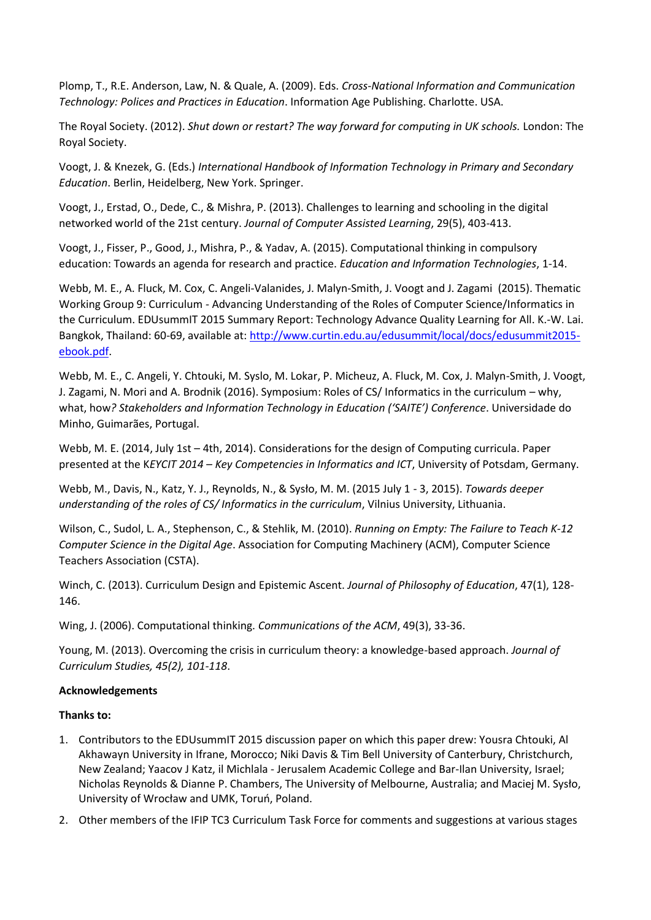Plomp, T., R.E. Anderson, Law, N. & Quale, A. (2009). Eds. *Cross-National Information and Communication Technology: Polices and Practices in Education*. Information Age Publishing. Charlotte. USA.

The Royal Society. (2012). *Shut down or restart? The way forward for computing in UK schools.* London: The Royal Society.

Voogt, J. & Knezek, G. (Eds.) *International Handbook of Information Technology in Primary and Secondary Education*. Berlin, Heidelberg, New York. Springer.

Voogt, J., Erstad, O., Dede, C., & Mishra, P. (2013). Challenges to learning and schooling in the digital networked world of the 21st century. *Journal of Computer Assisted Learning*, 29(5), 403-413.

Voogt, J., Fisser, P., Good, J., Mishra, P., & Yadav, A. (2015). Computational thinking in compulsory education: Towards an agenda for research and practice. *Education and Information Technologies*, 1-14.

Webb, M. E., A. Fluck, M. Cox, C. Angeli-Valanides, J. Malyn-Smith, J. Voogt and J. Zagami (2015). Thematic Working Group 9: Curriculum - Advancing Understanding of the Roles of Computer Science/Informatics in the Curriculum. EDUsummIT 2015 Summary Report: Technology Advance Quality Learning for All. K.-W. Lai. Bangkok, Thailand: 60-69, available at: http://www.curtin.edu.au/edusummit/local/docs/edusummit2015-ebook.pdf.

Webb, M. E., C. Angeli, Y. Chtouki, M. Syslo, M. Lokar, P. Micheuz, A. Fluck, M. Cox, J. Malyn-Smith, J. Voogt, J. Zagami, N. Mori and A. Brodnik (2016). Symposium: Roles of CS/ Informatics in the curriculum – why, what, how*? Stakeholders and Information Technology in Education ('SAITE') Conference*. Universidade do Minho, Guimarães, Portugal.

Webb, M. E. (2014, July 1st – 4th, 2014). Considerations for the design of Computing curricula. Paper presented at the K*EYCIT 2014 – Key Competencies in Informatics and ICT*, University of Potsdam, Germany.

Webb, M., Davis, N., Katz, Y. J., Reynolds, N., & Sysło, M. M. (2015 July 1 - 3, 2015). *Towards deeper understanding of the roles of CS/ Informatics in the curriculum*, Vilnius University, Lithuania.

Wilson, C., Sudol, L. A., Stephenson, C., & Stehlik, M. (2010). *Running on Empty: The Failure to Teach K-12 Computer Science in the Digital Age*. Association for Computing Machinery (ACM), Computer Science Teachers Association (CSTA).

Winch, C. (2013). Curriculum Design and Epistemic Ascent. *Journal of Philosophy of Education*, 47(1), 128-146.

Wing, J. (2006). Computational thinking. *Communications of the ACM*, 49(3), 33-36.

Young, M. (2013). Overcoming the crisis in curriculum theory: a knowledge-based approach. *Journal of Curriculum Studies, 45(2), 101-118*.

**Acknowledgements**

**Thanks to:**

1. Contributors to the EDUsummIT 2015 discussion paper on which this paper drew: Yousra Chtouki, Al Akhawayn University in Ifrane, Morocco; Niki Davis & Tim Bell University of Canterbury, Christchurch, New Zealand; Yaacov J Katz, il Michlala - Jerusalem Academic College and Bar-Ilan University, Israel; Nicholas Reynolds & Dianne P. Chambers, The University of Melbourne, Australia; and Maciej M. Sysło, University of Wrocław and UMK, Toruń, Poland.
2. Other members of the IFIP TC3 Curriculum Task Force for comments and suggestions at various stages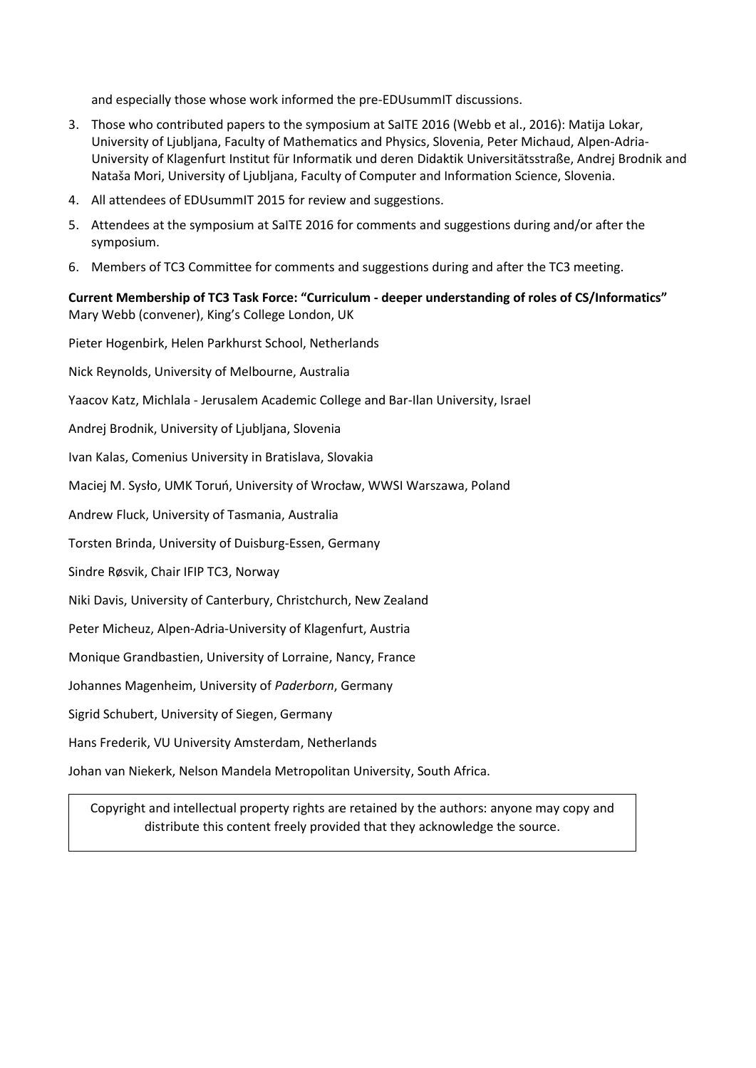and especially those whose work informed the pre-EDUsummIT discussions.

3. Those who contributed papers to the symposium at SaITE 2016 (Webb et al., 2016): Matija Lokar, University of Ljubljana, Faculty of Mathematics and Physics, Slovenia, Peter Michaud, Alpen-Adria-University of Klagenfurt Institut für Informatik und deren Didaktik Universitätsstraße, Andrej Brodnik and Nataša Mori, University of Ljubljana, Faculty of Computer and Information Science, Slovenia.
4. All attendees of EDUsummIT 2015 for review and suggestions.
5. Attendees at the symposium at SaITE 2016 for comments and suggestions during and/or after the symposium.
6. Members of TC3 Committee for comments and suggestions during and after the TC3 meeting.

**Current Membership of TC3 Task Force: "Curriculum - deeper understanding of roles of CS/Informatics"**
Mary Webb (convener), King's College London, UK

Pieter Hogenbirk, Helen Parkhurst School, Netherlands

Nick Reynolds, University of Melbourne, Australia

Yaacov Katz, Michlala - Jerusalem Academic College and Bar-Ilan University, Israel

Andrej Brodnik, University of Ljubljana, Slovenia

Ivan Kalas, Comenius University in Bratislava, Slovakia

Maciej M. Sysło, UMK Toruń, University of Wrocław, WWSI Warszawa, Poland

Andrew Fluck, University of Tasmania, Australia

Torsten Brinda, University of Duisburg-Essen, Germany

Sindre Røsvik, Chair IFIP TC3, Norway

Niki Davis, University of Canterbury, Christchurch, New Zealand

Peter Micheuz, Alpen-Adria-University of Klagenfurt, Austria

Monique Grandbastien, University of Lorraine, Nancy, France

Johannes Magenheim, University of *Paderborn*, Germany

Sigrid Schubert, University of Siegen, Germany

Hans Frederik, VU University Amsterdam, Netherlands

Johan van Niekerk, Nelson Mandela Metropolitan University, South Africa.

Copyright and intellectual property rights are retained by the authors: anyone may copy and distribute this content freely provided that they acknowledge the source.